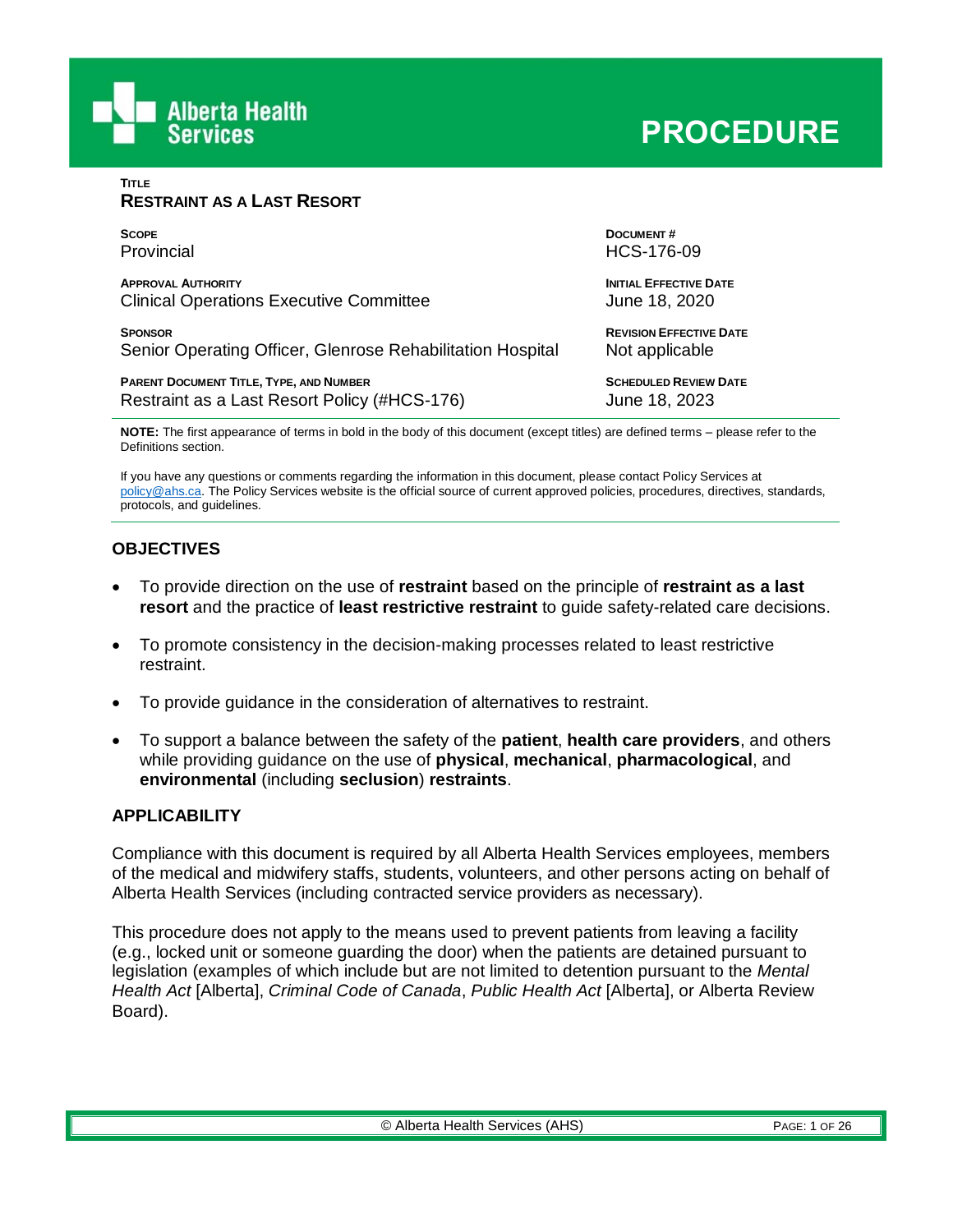Alberta Health Services

# PROCEDURE

**TITLE**
**RESTRAINT AS A LAST RESORT**

| | |
|---|---|
| **SCOPE**<br>Provincial | **DOCUMENT #**<br>HCS-176-09 |
| **APPROVAL AUTHORITY**<br>Clinical Operations Executive Committee | **INITIAL EFFECTIVE DATE**<br>June 18, 2020 |
| **SPONSOR**<br>Senior Operating Officer, Glenrose Rehabilitation Hospital | **REVISION EFFECTIVE DATE**<br>Not applicable |
| **PARENT DOCUMENT TITLE, TYPE, AND NUMBER**<br>Restraint as a Last Resort Policy (#HCS-176) | **SCHEDULED REVIEW DATE**<br>June 18, 2023 |

**NOTE:** The first appearance of terms in bold in the body of this document (except titles) are defined terms – please refer to the Definitions section.

If you have any questions or comments regarding the information in this document, please contact Policy Services at policy@ahs.ca. The Policy Services website is the official source of current approved policies, procedures, directives, standards, protocols, and guidelines.

## OBJECTIVES

- To provide direction on the use of **restraint** based on the principle of **restraint as a last resort** and the practice of **least restrictive restraint** to guide safety-related care decisions.
- To promote consistency in the decision-making processes related to least restrictive restraint.
- To provide guidance in the consideration of alternatives to restraint.
- To support a balance between the safety of the **patient**, **health care providers**, and others while providing guidance on the use of **physical**, **mechanical**, **pharmacological**, and **environmental** (including **seclusion**) **restraints**.

## APPLICABILITY

Compliance with this document is required by all Alberta Health Services employees, members of the medical and midwifery staffs, students, volunteers, and other persons acting on behalf of Alberta Health Services (including contracted service providers as necessary).

This procedure does not apply to the means used to prevent patients from leaving a facility (e.g., locked unit or someone guarding the door) when the patients are detained pursuant to legislation (examples of which include but are not limited to detention pursuant to the *Mental Health Act* [Alberta], *Criminal Code of Canada*, *Public Health Act* [Alberta], or Alberta Review Board).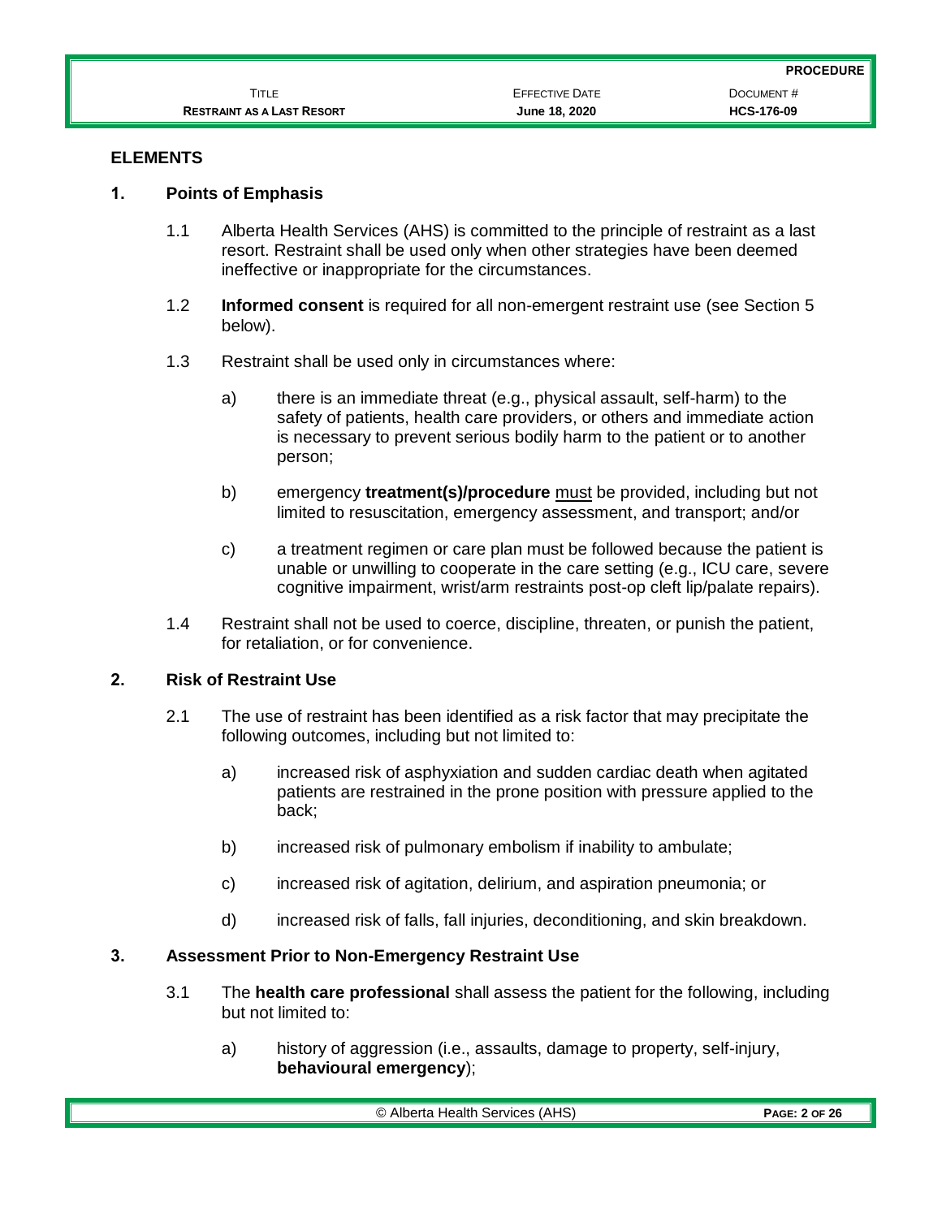## ELEMENTS

### 1. Points of Emphasis

1.1 Alberta Health Services (AHS) is committed to the principle of restraint as a last resort. Restraint shall be used only when other strategies have been deemed ineffective or inappropriate for the circumstances.

1.2 **Informed consent** is required for all non-emergent restraint use (see Section 5 below).

1.3 Restraint shall be used only in circumstances where:

a) there is an immediate threat (e.g., physical assault, self-harm) to the safety of patients, health care providers, or others and immediate action is necessary to prevent serious bodily harm to the patient or to another person;

b) emergency **treatment(s)/procedure** <u>must</u> be provided, including but not limited to resuscitation, emergency assessment, and transport; and/or

c) a treatment regimen or care plan must be followed because the patient is unable or unwilling to cooperate in the care setting (e.g., ICU care, severe cognitive impairment, wrist/arm restraints post-op cleft lip/palate repairs).

1.4 Restraint shall not be used to coerce, discipline, threaten, or punish the patient, for retaliation, or for convenience.

### 2. Risk of Restraint Use

2.1 The use of restraint has been identified as a risk factor that may precipitate the following outcomes, including but not limited to:

a) increased risk of asphyxiation and sudden cardiac death when agitated patients are restrained in the prone position with pressure applied to the back;

b) increased risk of pulmonary embolism if inability to ambulate;

c) increased risk of agitation, delirium, and aspiration pneumonia; or

d) increased risk of falls, fall injuries, deconditioning, and skin breakdown.

### 3. Assessment Prior to Non-Emergency Restraint Use

3.1 The **health care professional** shall assess the patient for the following, including but not limited to:

a) history of aggression (i.e., assaults, damage to property, self-injury, **behavioural emergency**);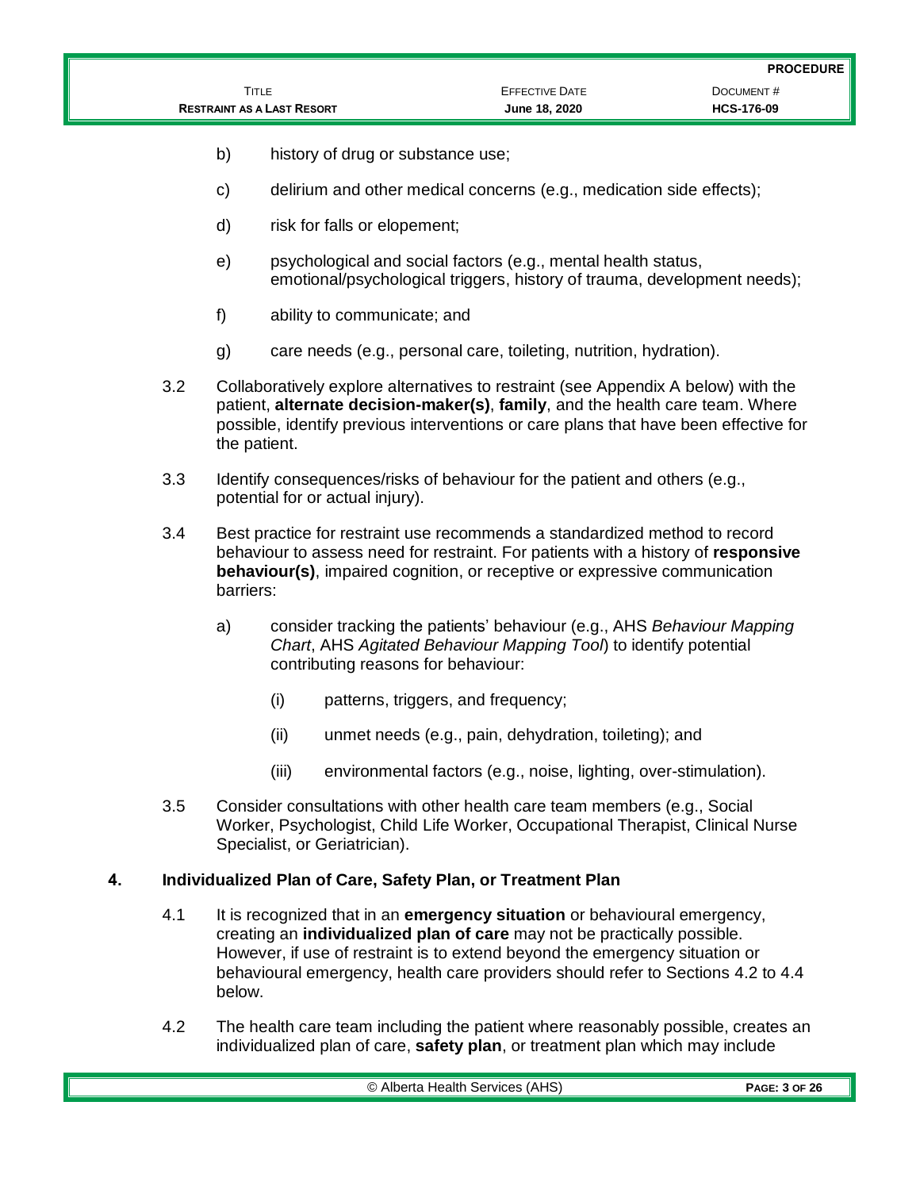b) history of drug or substance use;

c) delirium and other medical concerns (e.g., medication side effects);

d) risk for falls or elopement;

e) psychological and social factors (e.g., mental health status, emotional/psychological triggers, history of trauma, development needs);

f) ability to communicate; and

g) care needs (e.g., personal care, toileting, nutrition, hydration).

3.2 Collaboratively explore alternatives to restraint (see Appendix A below) with the patient, **alternate decision-maker(s)**, **family**, and the health care team. Where possible, identify previous interventions or care plans that have been effective for the patient.

3.3 Identify consequences/risks of behaviour for the patient and others (e.g., potential for or actual injury).

3.4 Best practice for restraint use recommends a standardized method to record behaviour to assess need for restraint. For patients with a history of **responsive behaviour(s)**, impaired cognition, or receptive or expressive communication barriers:

a) consider tracking the patients' behaviour (e.g., AHS *Behaviour Mapping Chart*, AHS *Agitated Behaviour Mapping Tool*) to identify potential contributing reasons for behaviour:

(i) patterns, triggers, and frequency;

(ii) unmet needs (e.g., pain, dehydration, toileting); and

(iii) environmental factors (e.g., noise, lighting, over-stimulation).

3.5 Consider consultations with other health care team members (e.g., Social Worker, Psychologist, Child Life Worker, Occupational Therapist, Clinical Nurse Specialist, or Geriatrician).

## 4. Individualized Plan of Care, Safety Plan, or Treatment Plan

4.1 It is recognized that in an **emergency situation** or behavioural emergency, creating an **individualized plan of care** may not be practically possible. However, if use of restraint is to extend beyond the emergency situation or behavioural emergency, health care providers should refer to Sections 4.2 to 4.4 below.

4.2 The health care team including the patient where reasonably possible, creates an individualized plan of care, **safety plan**, or treatment plan which may include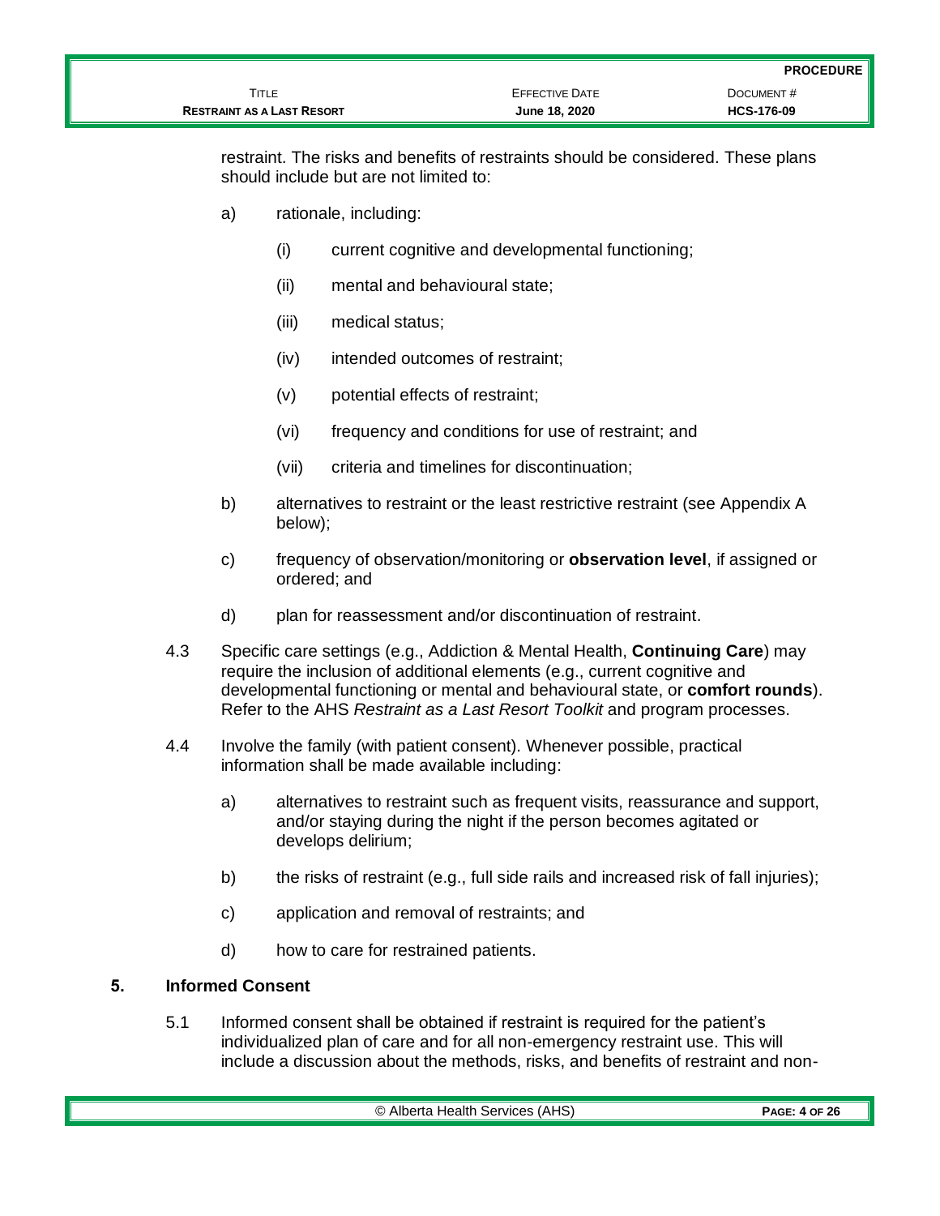restraint. The risks and benefits of restraints should be considered. These plans should include but are not limited to:

a) rationale, including:

  (i) current cognitive and developmental functioning;

  (ii) mental and behavioural state;

  (iii) medical status;

  (iv) intended outcomes of restraint;

  (v) potential effects of restraint;

  (vi) frequency and conditions for use of restraint; and

  (vii) criteria and timelines for discontinuation;

b) alternatives to restraint or the least restrictive restraint (see Appendix A below);

c) frequency of observation/monitoring or **observation level**, if assigned or ordered; and

d) plan for reassessment and/or discontinuation of restraint.

4.3 Specific care settings (e.g., Addiction & Mental Health, **Continuing Care**) may require the inclusion of additional elements (e.g., current cognitive and developmental functioning or mental and behavioural state, or **comfort rounds**). Refer to the AHS *Restraint as a Last Resort Toolkit* and program processes.

4.4 Involve the family (with patient consent). Whenever possible, practical information shall be made available including:

a) alternatives to restraint such as frequent visits, reassurance and support, and/or staying during the night if the person becomes agitated or develops delirium;

b) the risks of restraint (e.g., full side rails and increased risk of fall injuries);

c) application and removal of restraints; and

d) how to care for restrained patients.

## 5. Informed Consent

5.1 Informed consent shall be obtained if restraint is required for the patient's individualized plan of care and for all non-emergency restraint use. This will include a discussion about the methods, risks, and benefits of restraint and non-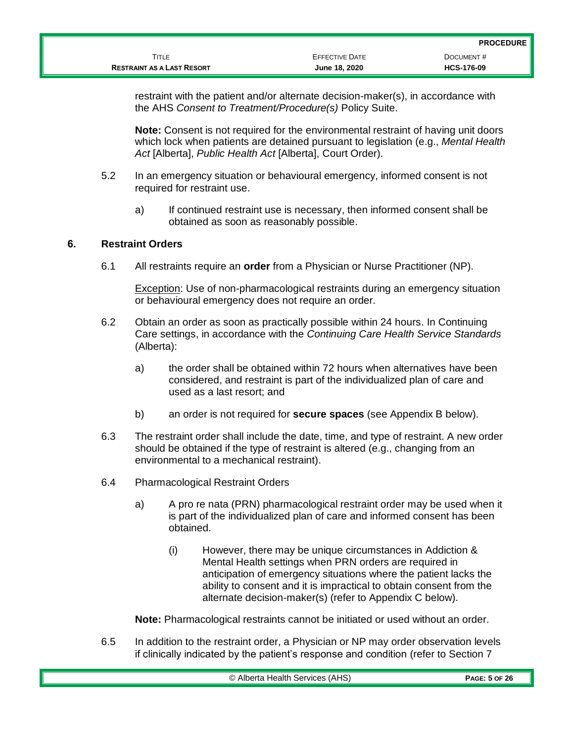restraint with the patient and/or alternate decision-maker(s), in accordance with the AHS *Consent to Treatment/Procedure(s)* Policy Suite.

**Note:** Consent is not required for the environmental restraint of having unit doors which lock when patients are detained pursuant to legislation (e.g., *Mental Health Act* [Alberta], *Public Health Act* [Alberta], Court Order).

5.2 In an emergency situation or behavioural emergency, informed consent is not required for restraint use.

a) If continued restraint use is necessary, then informed consent shall be obtained as soon as reasonably possible.

## 6. Restraint Orders

6.1 All restraints require an **order** from a Physician or Nurse Practitioner (NP).

Exception: Use of non-pharmacological restraints during an emergency situation or behavioural emergency does not require an order.

6.2 Obtain an order as soon as practically possible within 24 hours. In Continuing Care settings, in accordance with the *Continuing Care Health Service Standards* (Alberta):

a) the order shall be obtained within 72 hours when alternatives have been considered, and restraint is part of the individualized plan of care and used as a last resort; and

b) an order is not required for **secure spaces** (see Appendix B below).

6.3 The restraint order shall include the date, time, and type of restraint. A new order should be obtained if the type of restraint is altered (e.g., changing from an environmental to a mechanical restraint).

6.4 Pharmacological Restraint Orders

a) A pro re nata (PRN) pharmacological restraint order may be used when it is part of the individualized plan of care and informed consent has been obtained.

(i) However, there may be unique circumstances in Addiction & Mental Health settings when PRN orders are required in anticipation of emergency situations where the patient lacks the ability to consent and it is impractical to obtain consent from the alternate decision-maker(s) (refer to Appendix C below).

**Note:** Pharmacological restraints cannot be initiated or used without an order.

6.5 In addition to the restraint order, a Physician or NP may order observation levels if clinically indicated by the patient's response and condition (refer to Section 7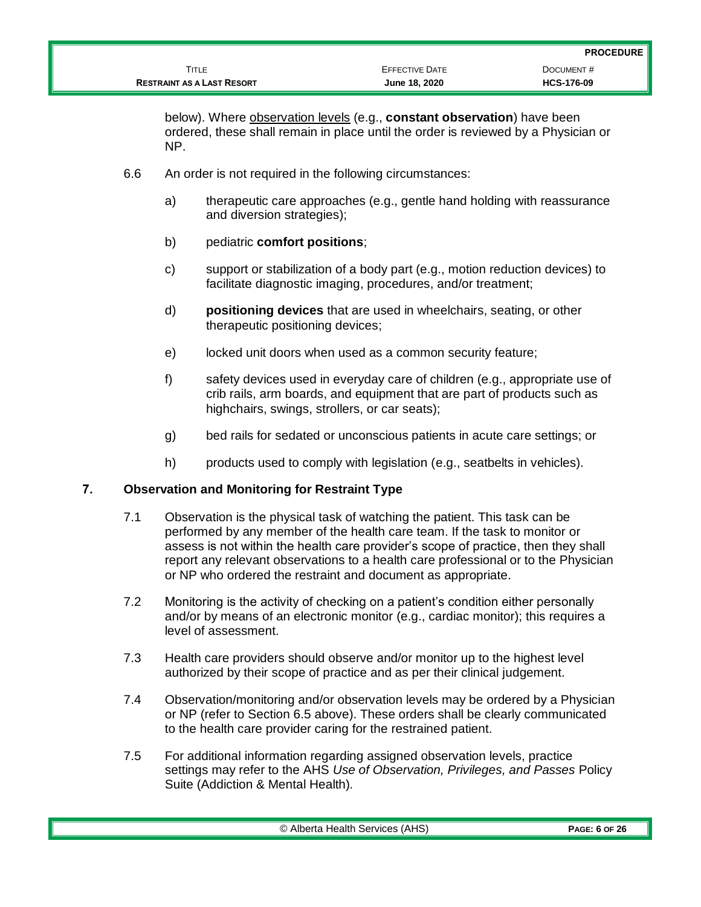below). Where observation levels (e.g., **constant observation**) have been ordered, these shall remain in place until the order is reviewed by a Physician or NP.

6.6 An order is not required in the following circumstances:

a) therapeutic care approaches (e.g., gentle hand holding with reassurance and diversion strategies);

b) pediatric **comfort positions**;

c) support or stabilization of a body part (e.g., motion reduction devices) to facilitate diagnostic imaging, procedures, and/or treatment;

d) **positioning devices** that are used in wheelchairs, seating, or other therapeutic positioning devices;

e) locked unit doors when used as a common security feature;

f) safety devices used in everyday care of children (e.g., appropriate use of crib rails, arm boards, and equipment that are part of products such as highchairs, swings, strollers, or car seats);

g) bed rails for sedated or unconscious patients in acute care settings; or

h) products used to comply with legislation (e.g., seatbelts in vehicles).

## 7. Observation and Monitoring for Restraint Type

7.1 Observation is the physical task of watching the patient. This task can be performed by any member of the health care team. If the task to monitor or assess is not within the health care provider's scope of practice, then they shall report any relevant observations to a health care professional or to the Physician or NP who ordered the restraint and document as appropriate.

7.2 Monitoring is the activity of checking on a patient's condition either personally and/or by means of an electronic monitor (e.g., cardiac monitor); this requires a level of assessment.

7.3 Health care providers should observe and/or monitor up to the highest level authorized by their scope of practice and as per their clinical judgement.

7.4 Observation/monitoring and/or observation levels may be ordered by a Physician or NP (refer to Section 6.5 above). These orders shall be clearly communicated to the health care provider caring for the restrained patient.

7.5 For additional information regarding assigned observation levels, practice settings may refer to the AHS *Use of Observation, Privileges, and Passes* Policy Suite (Addiction & Mental Health).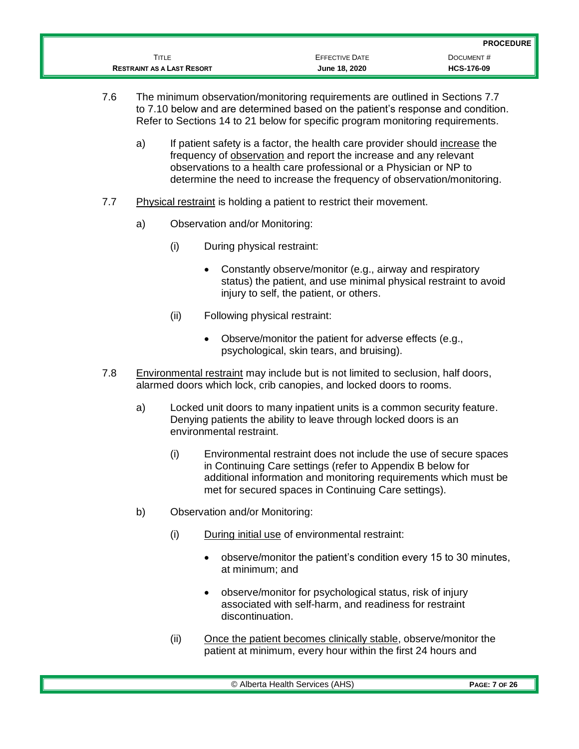7.6 The minimum observation/monitoring requirements are outlined in Sections 7.7 to 7.10 below and are determined based on the patient's response and condition. Refer to Sections 14 to 21 below for specific program monitoring requirements.

   a) If patient safety is a factor, the health care provider should <u>increase</u> the frequency of <u>observation</u> and report the increase and any relevant observations to a health care professional or a Physician or NP to determine the need to increase the frequency of observation/monitoring.

7.7 <u>Physical restraint</u> is holding a patient to restrict their movement.

   a) Observation and/or Monitoring:

      (i) During physical restraint:

      - Constantly observe/monitor (e.g., airway and respiratory status) the patient, and use minimal physical restraint to avoid injury to self, the patient, or others.

      (ii) Following physical restraint:

      - Observe/monitor the patient for adverse effects (e.g., psychological, skin tears, and bruising).

7.8 <u>Environmental restraint</u> may include but is not limited to seclusion, half doors, alarmed doors which lock, crib canopies, and locked doors to rooms.

   a) Locked unit doors to many inpatient units is a common security feature. Denying patients the ability to leave through locked doors is an environmental restraint.

      (i) Environmental restraint does not include the use of secure spaces in Continuing Care settings (refer to Appendix B below for additional information and monitoring requirements which must be met for secured spaces in Continuing Care settings).

   b) Observation and/or Monitoring:

      (i) <u>During initial use</u> of environmental restraint:

      - observe/monitor the patient's condition every 15 to 30 minutes, at minimum; and

      - observe/monitor for psychological status, risk of injury associated with self-harm, and readiness for restraint discontinuation.

      (ii) <u>Once the patient becomes clinically stable</u>, observe/monitor the patient at minimum, every hour within the first 24 hours and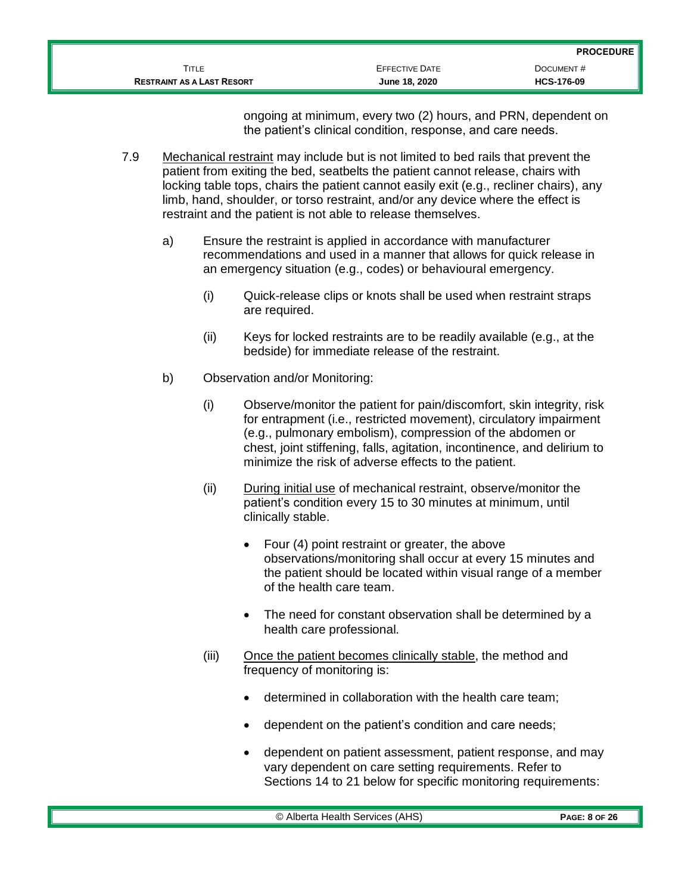ongoing at minimum, every two (2) hours, and PRN, dependent on the patient's clinical condition, response, and care needs.

7.9 Mechanical restraint may include but is not limited to bed rails that prevent the patient from exiting the bed, seatbelts the patient cannot release, chairs with locking table tops, chairs the patient cannot easily exit (e.g., recliner chairs), any limb, hand, shoulder, or torso restraint, and/or any device where the effect is restraint and the patient is not able to release themselves.

a) Ensure the restraint is applied in accordance with manufacturer recommendations and used in a manner that allows for quick release in an emergency situation (e.g., codes) or behavioural emergency.

(i) Quick-release clips or knots shall be used when restraint straps are required.

(ii) Keys for locked restraints are to be readily available (e.g., at the bedside) for immediate release of the restraint.

b) Observation and/or Monitoring:

(i) Observe/monitor the patient for pain/discomfort, skin integrity, risk for entrapment (i.e., restricted movement), circulatory impairment (e.g., pulmonary embolism), compression of the abdomen or chest, joint stiffening, falls, agitation, incontinence, and delirium to minimize the risk of adverse effects to the patient.

(ii) During initial use of mechanical restraint, observe/monitor the patient's condition every 15 to 30 minutes at minimum, until clinically stable.

- Four (4) point restraint or greater, the above observations/monitoring shall occur at every 15 minutes and the patient should be located within visual range of a member of the health care team.
- The need for constant observation shall be determined by a health care professional.

(iii) Once the patient becomes clinically stable, the method and frequency of monitoring is:

- determined in collaboration with the health care team;
- dependent on the patient's condition and care needs;
- dependent on patient assessment, patient response, and may vary dependent on care setting requirements. Refer to Sections 14 to 21 below for specific monitoring requirements: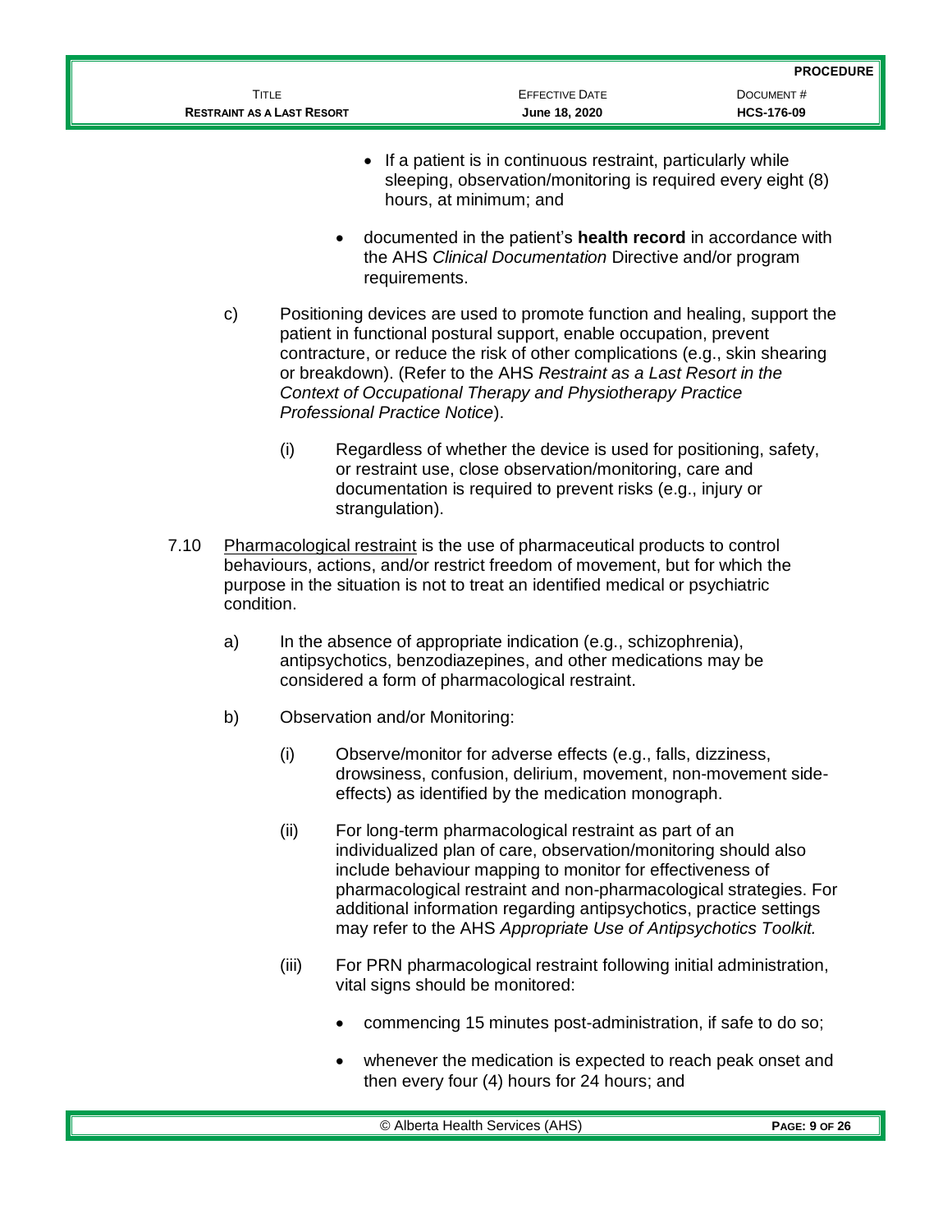- If a patient is in continuous restraint, particularly while sleeping, observation/monitoring is required every eight (8) hours, at minimum; and

- documented in the patient's **health record** in accordance with the AHS *Clinical Documentation* Directive and/or program requirements.

c) Positioning devices are used to promote function and healing, support the patient in functional postural support, enable occupation, prevent contracture, or reduce the risk of other complications (e.g., skin shearing or breakdown). (Refer to the AHS *Restraint as a Last Resort in the Context of Occupational Therapy and Physiotherapy Practice Professional Practice Notice*).

(i) Regardless of whether the device is used for positioning, safety, or restraint use, close observation/monitoring, care and documentation is required to prevent risks (e.g., injury or strangulation).

7.10 Pharmacological restraint is the use of pharmaceutical products to control behaviours, actions, and/or restrict freedom of movement, but for which the purpose in the situation is not to treat an identified medical or psychiatric condition.

a) In the absence of appropriate indication (e.g., schizophrenia), antipsychotics, benzodiazepines, and other medications may be considered a form of pharmacological restraint.

b) Observation and/or Monitoring:

(i) Observe/monitor for adverse effects (e.g., falls, dizziness, drowsiness, confusion, delirium, movement, non-movement side-effects) as identified by the medication monograph.

(ii) For long-term pharmacological restraint as part of an individualized plan of care, observation/monitoring should also include behaviour mapping to monitor for effectiveness of pharmacological restraint and non-pharmacological strategies. For additional information regarding antipsychotics, practice settings may refer to the AHS *Appropriate Use of Antipsychotics Toolkit.*

(iii) For PRN pharmacological restraint following initial administration, vital signs should be monitored:

- commencing 15 minutes post-administration, if safe to do so;

- whenever the medication is expected to reach peak onset and then every four (4) hours for 24 hours; and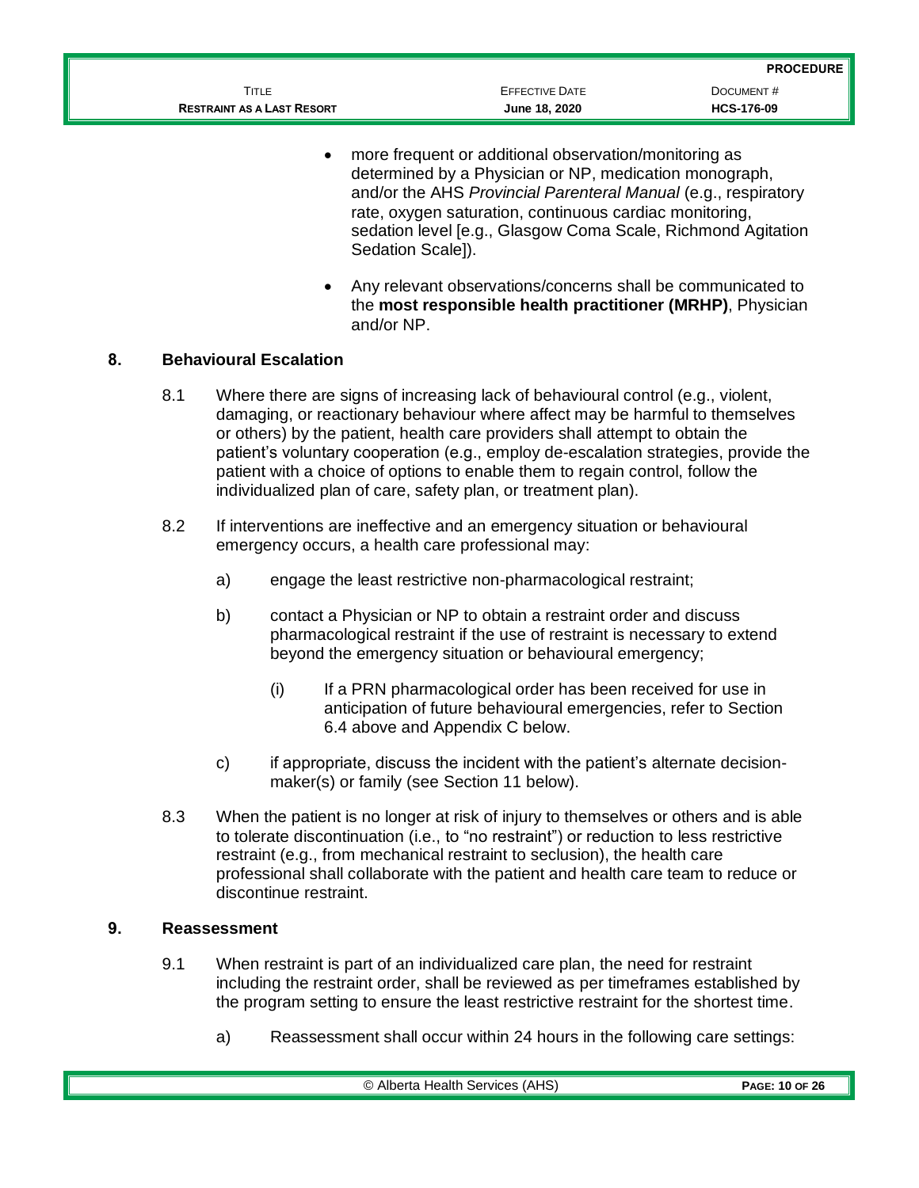- more frequent or additional observation/monitoring as determined by a Physician or NP, medication monograph, and/or the AHS *Provincial Parenteral Manual* (e.g., respiratory rate, oxygen saturation, continuous cardiac monitoring, sedation level [e.g., Glasgow Coma Scale, Richmond Agitation Sedation Scale]).
- Any relevant observations/concerns shall be communicated to the **most responsible health practitioner (MRHP)**, Physician and/or NP.

## 8. Behavioural Escalation

8.1 Where there are signs of increasing lack of behavioural control (e.g., violent, damaging, or reactionary behaviour where affect may be harmful to themselves or others) by the patient, health care providers shall attempt to obtain the patient's voluntary cooperation (e.g., employ de-escalation strategies, provide the patient with a choice of options to enable them to regain control, follow the individualized plan of care, safety plan, or treatment plan).

8.2 If interventions are ineffective and an emergency situation or behavioural emergency occurs, a health care professional may:

a) engage the least restrictive non-pharmacological restraint;

b) contact a Physician or NP to obtain a restraint order and discuss pharmacological restraint if the use of restraint is necessary to extend beyond the emergency situation or behavioural emergency;

(i) If a PRN pharmacological order has been received for use in anticipation of future behavioural emergencies, refer to Section 6.4 above and Appendix C below.

c) if appropriate, discuss the incident with the patient's alternate decision-maker(s) or family (see Section 11 below).

8.3 When the patient is no longer at risk of injury to themselves or others and is able to tolerate discontinuation (i.e., to "no restraint") or reduction to less restrictive restraint (e.g., from mechanical restraint to seclusion), the health care professional shall collaborate with the patient and health care team to reduce or discontinue restraint.

## 9. Reassessment

9.1 When restraint is part of an individualized care plan, the need for restraint including the restraint order, shall be reviewed as per timeframes established by the program setting to ensure the least restrictive restraint for the shortest time.

a) Reassessment shall occur within 24 hours in the following care settings: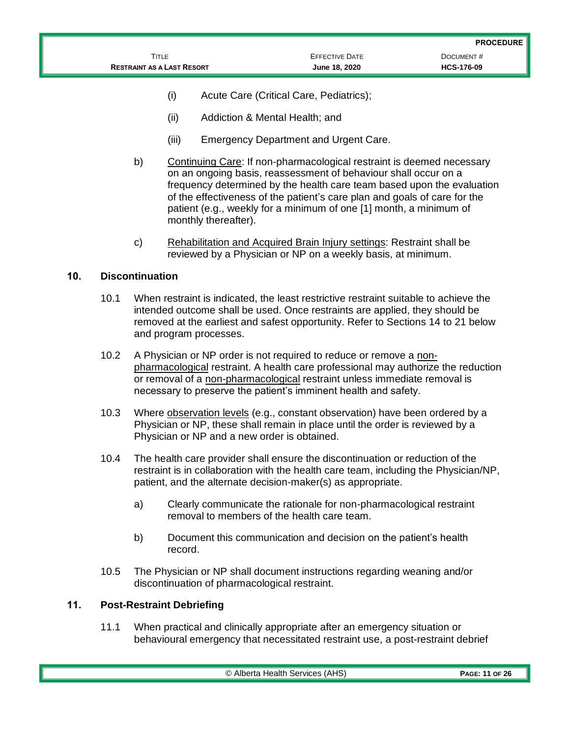(i) Acute Care (Critical Care, Pediatrics);

(ii) Addiction & Mental Health; and

(iii) Emergency Department and Urgent Care.

b) Continuing Care: If non-pharmacological restraint is deemed necessary on an ongoing basis, reassessment of behaviour shall occur on a frequency determined by the health care team based upon the evaluation of the effectiveness of the patient's care plan and goals of care for the patient (e.g., weekly for a minimum of one [1] month, a minimum of monthly thereafter).

c) Rehabilitation and Acquired Brain Injury settings: Restraint shall be reviewed by a Physician or NP on a weekly basis, at minimum.

## 10. Discontinuation

10.1 When restraint is indicated, the least restrictive restraint suitable to achieve the intended outcome shall be used. Once restraints are applied, they should be removed at the earliest and safest opportunity. Refer to Sections 14 to 21 below and program processes.

10.2 A Physician or NP order is not required to reduce or remove a non-pharmacological restraint. A health care professional may authorize the reduction or removal of a non-pharmacological restraint unless immediate removal is necessary to preserve the patient's imminent health and safety.

10.3 Where observation levels (e.g., constant observation) have been ordered by a Physician or NP, these shall remain in place until the order is reviewed by a Physician or NP and a new order is obtained.

10.4 The health care provider shall ensure the discontinuation or reduction of the restraint is in collaboration with the health care team, including the Physician/NP, patient, and the alternate decision-maker(s) as appropriate.

a) Clearly communicate the rationale for non-pharmacological restraint removal to members of the health care team.

b) Document this communication and decision on the patient's health record.

10.5 The Physician or NP shall document instructions regarding weaning and/or discontinuation of pharmacological restraint.

## 11. Post-Restraint Debriefing

11.1 When practical and clinically appropriate after an emergency situation or behavioural emergency that necessitated restraint use, a post-restraint debrief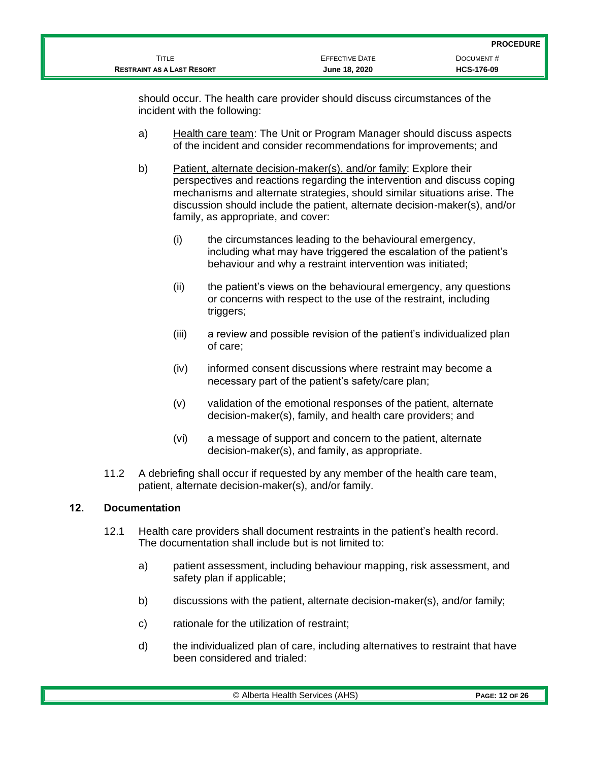should occur. The health care provider should discuss circumstances of the incident with the following:

a) Health care team: The Unit or Program Manager should discuss aspects of the incident and consider recommendations for improvements; and

b) Patient, alternate decision-maker(s), and/or family: Explore their perspectives and reactions regarding the intervention and discuss coping mechanisms and alternate strategies, should similar situations arise. The discussion should include the patient, alternate decision-maker(s), and/or family, as appropriate, and cover:

   (i) the circumstances leading to the behavioural emergency, including what may have triggered the escalation of the patient's behaviour and why a restraint intervention was initiated;

   (ii) the patient's views on the behavioural emergency, any questions or concerns with respect to the use of the restraint, including triggers;

   (iii) a review and possible revision of the patient's individualized plan of care;

   (iv) informed consent discussions where restraint may become a necessary part of the patient's safety/care plan;

   (v) validation of the emotional responses of the patient, alternate decision-maker(s), family, and health care providers; and

   (vi) a message of support and concern to the patient, alternate decision-maker(s), and family, as appropriate.

11.2 A debriefing shall occur if requested by any member of the health care team, patient, alternate decision-maker(s), and/or family.

## 12. Documentation

12.1 Health care providers shall document restraints in the patient's health record. The documentation shall include but is not limited to:

a) patient assessment, including behaviour mapping, risk assessment, and safety plan if applicable;

b) discussions with the patient, alternate decision-maker(s), and/or family;

c) rationale for the utilization of restraint;

d) the individualized plan of care, including alternatives to restraint that have been considered and trialed: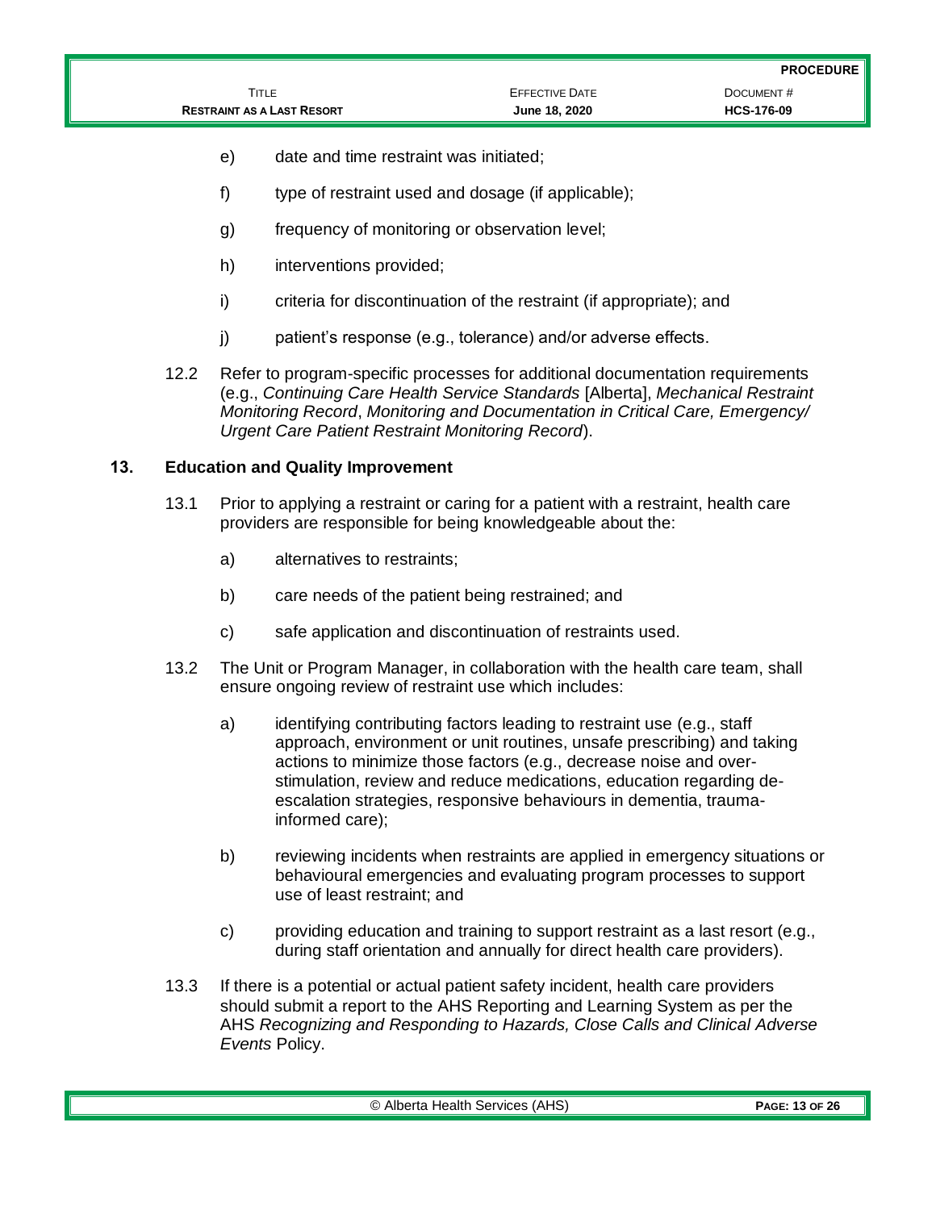e) date and time restraint was initiated;

f) type of restraint used and dosage (if applicable);

g) frequency of monitoring or observation level;

h) interventions provided;

i) criteria for discontinuation of the restraint (if appropriate); and

j) patient's response (e.g., tolerance) and/or adverse effects.

12.2 Refer to program-specific processes for additional documentation requirements (e.g., *Continuing Care Health Service Standards* [Alberta], *Mechanical Restraint Monitoring Record*, *Monitoring and Documentation in Critical Care, Emergency/ Urgent Care Patient Restraint Monitoring Record*).

## 13. Education and Quality Improvement

13.1 Prior to applying a restraint or caring for a patient with a restraint, health care providers are responsible for being knowledgeable about the:

a) alternatives to restraints;

b) care needs of the patient being restrained; and

c) safe application and discontinuation of restraints used.

13.2 The Unit or Program Manager, in collaboration with the health care team, shall ensure ongoing review of restraint use which includes:

a) identifying contributing factors leading to restraint use (e.g., staff approach, environment or unit routines, unsafe prescribing) and taking actions to minimize those factors (e.g., decrease noise and over-stimulation, review and reduce medications, education regarding de-escalation strategies, responsive behaviours in dementia, trauma-informed care);

b) reviewing incidents when restraints are applied in emergency situations or behavioural emergencies and evaluating program processes to support use of least restraint; and

c) providing education and training to support restraint as a last resort (e.g., during staff orientation and annually for direct health care providers).

13.3 If there is a potential or actual patient safety incident, health care providers should submit a report to the AHS Reporting and Learning System as per the AHS *Recognizing and Responding to Hazards, Close Calls and Clinical Adverse Events* Policy.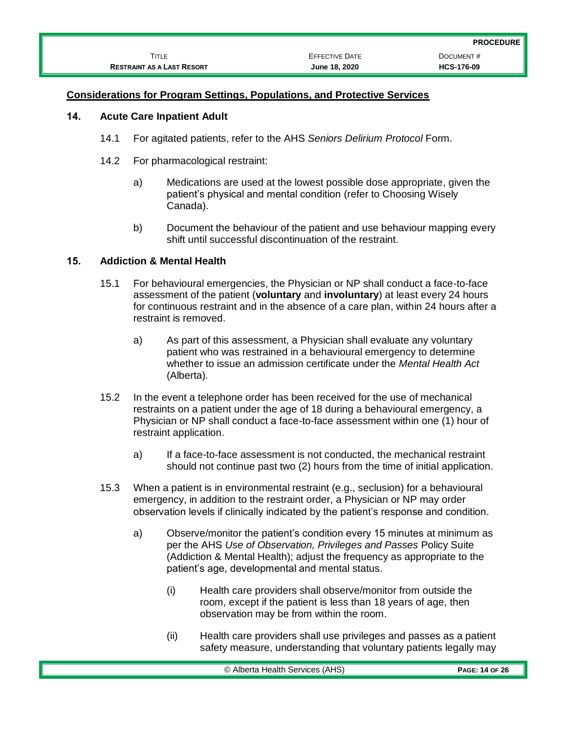## Considerations for Program Settings, Populations, and Protective Services

### 14. Acute Care Inpatient Adult

14.1 For agitated patients, refer to the AHS *Seniors Delirium Protocol* Form.

14.2 For pharmacological restraint:

a) Medications are used at the lowest possible dose appropriate, given the patient's physical and mental condition (refer to Choosing Wisely Canada).

b) Document the behaviour of the patient and use behaviour mapping every shift until successful discontinuation of the restraint.

### 15. Addiction & Mental Health

15.1 For behavioural emergencies, the Physician or NP shall conduct a face-to-face assessment of the patient (**voluntary** and **involuntary**) at least every 24 hours for continuous restraint and in the absence of a care plan, within 24 hours after a restraint is removed.

a) As part of this assessment, a Physician shall evaluate any voluntary patient who was restrained in a behavioural emergency to determine whether to issue an admission certificate under the *Mental Health Act* (Alberta).

15.2 In the event a telephone order has been received for the use of mechanical restraints on a patient under the age of 18 during a behavioural emergency, a Physician or NP shall conduct a face-to-face assessment within one (1) hour of restraint application.

a) If a face-to-face assessment is not conducted, the mechanical restraint should not continue past two (2) hours from the time of initial application.

15.3 When a patient is in environmental restraint (e.g., seclusion) for a behavioural emergency, in addition to the restraint order, a Physician or NP may order observation levels if clinically indicated by the patient's response and condition.

a) Observe/monitor the patient's condition every 15 minutes at minimum as per the AHS *Use of Observation, Privileges and Passes* Policy Suite (Addiction & Mental Health); adjust the frequency as appropriate to the patient's age, developmental and mental status.

(i) Health care providers shall observe/monitor from outside the room, except if the patient is less than 18 years of age, then observation may be from within the room.

(ii) Health care providers shall use privileges and passes as a patient safety measure, understanding that voluntary patients legally may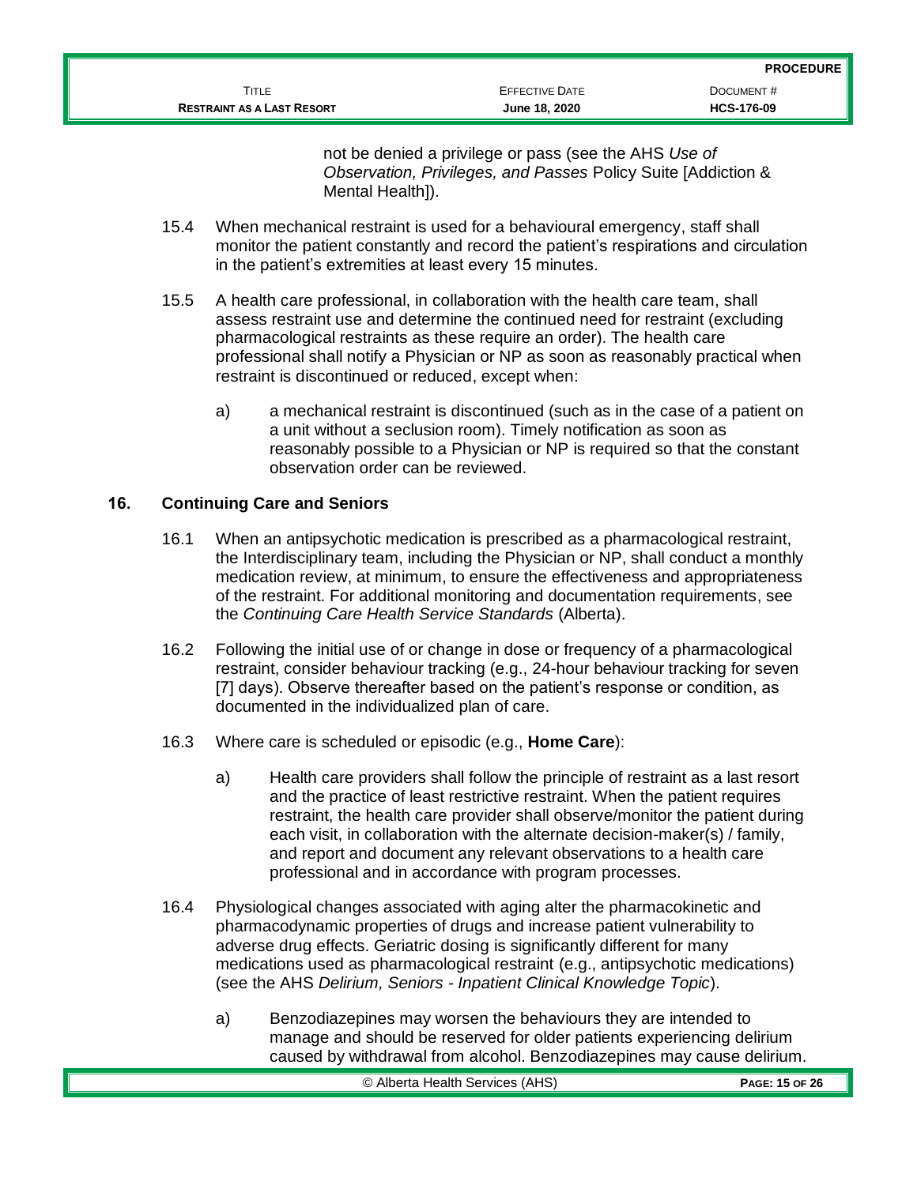not be denied a privilege or pass (see the AHS *Use of Observation, Privileges, and Passes* Policy Suite [Addiction & Mental Health]).

15.4 When mechanical restraint is used for a behavioural emergency, staff shall monitor the patient constantly and record the patient's respirations and circulation in the patient's extremities at least every 15 minutes.

15.5 A health care professional, in collaboration with the health care team, shall assess restraint use and determine the continued need for restraint (excluding pharmacological restraints as these require an order). The health care professional shall notify a Physician or NP as soon as reasonably practical when restraint is discontinued or reduced, except when:

a) a mechanical restraint is discontinued (such as in the case of a patient on a unit without a seclusion room). Timely notification as soon as reasonably possible to a Physician or NP is required so that the constant observation order can be reviewed.

## 16. Continuing Care and Seniors

16.1 When an antipsychotic medication is prescribed as a pharmacological restraint, the Interdisciplinary team, including the Physician or NP, shall conduct a monthly medication review, at minimum, to ensure the effectiveness and appropriateness of the restraint. For additional monitoring and documentation requirements, see the *Continuing Care Health Service Standards* (Alberta).

16.2 Following the initial use of or change in dose or frequency of a pharmacological restraint, consider behaviour tracking (e.g., 24-hour behaviour tracking for seven [7] days). Observe thereafter based on the patient's response or condition, as documented in the individualized plan of care.

16.3 Where care is scheduled or episodic (e.g., **Home Care**):

a) Health care providers shall follow the principle of restraint as a last resort and the practice of least restrictive restraint. When the patient requires restraint, the health care provider shall observe/monitor the patient during each visit, in collaboration with the alternate decision-maker(s) / family, and report and document any relevant observations to a health care professional and in accordance with program processes.

16.4 Physiological changes associated with aging alter the pharmacokinetic and pharmacodynamic properties of drugs and increase patient vulnerability to adverse drug effects. Geriatric dosing is significantly different for many medications used as pharmacological restraint (e.g., antipsychotic medications) (see the AHS *Delirium, Seniors - Inpatient Clinical Knowledge Topic*).

a) Benzodiazepines may worsen the behaviours they are intended to manage and should be reserved for older patients experiencing delirium caused by withdrawal from alcohol. Benzodiazepines may cause delirium.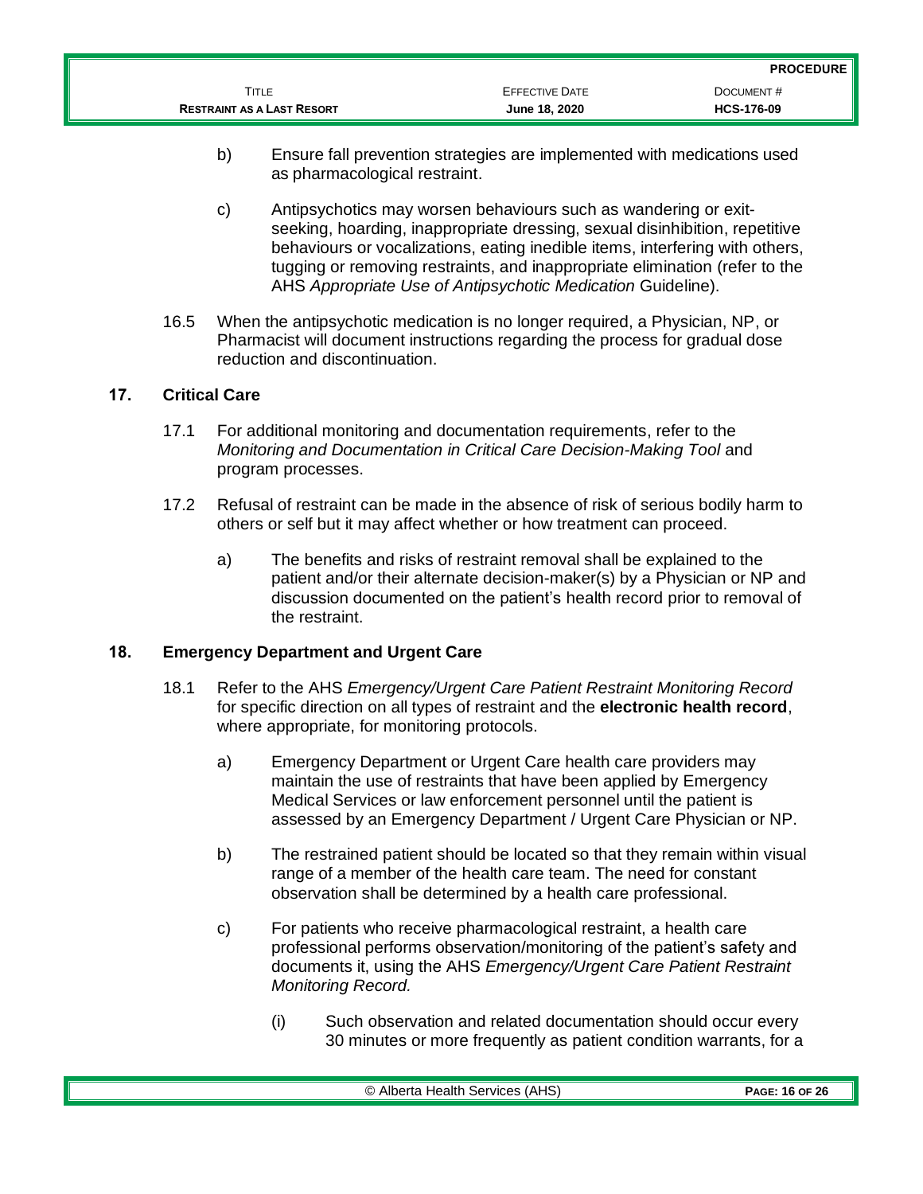b) Ensure fall prevention strategies are implemented with medications used as pharmacological restraint.

c) Antipsychotics may worsen behaviours such as wandering or exit-seeking, hoarding, inappropriate dressing, sexual disinhibition, repetitive behaviours or vocalizations, eating inedible items, interfering with others, tugging or removing restraints, and inappropriate elimination (refer to the AHS *Appropriate Use of Antipsychotic Medication* Guideline).

16.5 When the antipsychotic medication is no longer required, a Physician, NP, or Pharmacist will document instructions regarding the process for gradual dose reduction and discontinuation.

## 17. Critical Care

17.1 For additional monitoring and documentation requirements, refer to the *Monitoring and Documentation in Critical Care Decision-Making Tool* and program processes.

17.2 Refusal of restraint can be made in the absence of risk of serious bodily harm to others or self but it may affect whether or how treatment can proceed.

a) The benefits and risks of restraint removal shall be explained to the patient and/or their alternate decision-maker(s) by a Physician or NP and discussion documented on the patient's health record prior to removal of the restraint.

## 18. Emergency Department and Urgent Care

18.1 Refer to the AHS *Emergency/Urgent Care Patient Restraint Monitoring Record* for specific direction on all types of restraint and the **electronic health record**, where appropriate, for monitoring protocols.

a) Emergency Department or Urgent Care health care providers may maintain the use of restraints that have been applied by Emergency Medical Services or law enforcement personnel until the patient is assessed by an Emergency Department / Urgent Care Physician or NP.

b) The restrained patient should be located so that they remain within visual range of a member of the health care team. The need for constant observation shall be determined by a health care professional.

c) For patients who receive pharmacological restraint, a health care professional performs observation/monitoring of the patient's safety and documents it, using the AHS *Emergency/Urgent Care Patient Restraint Monitoring Record.*

(i) Such observation and related documentation should occur every 30 minutes or more frequently as patient condition warrants, for a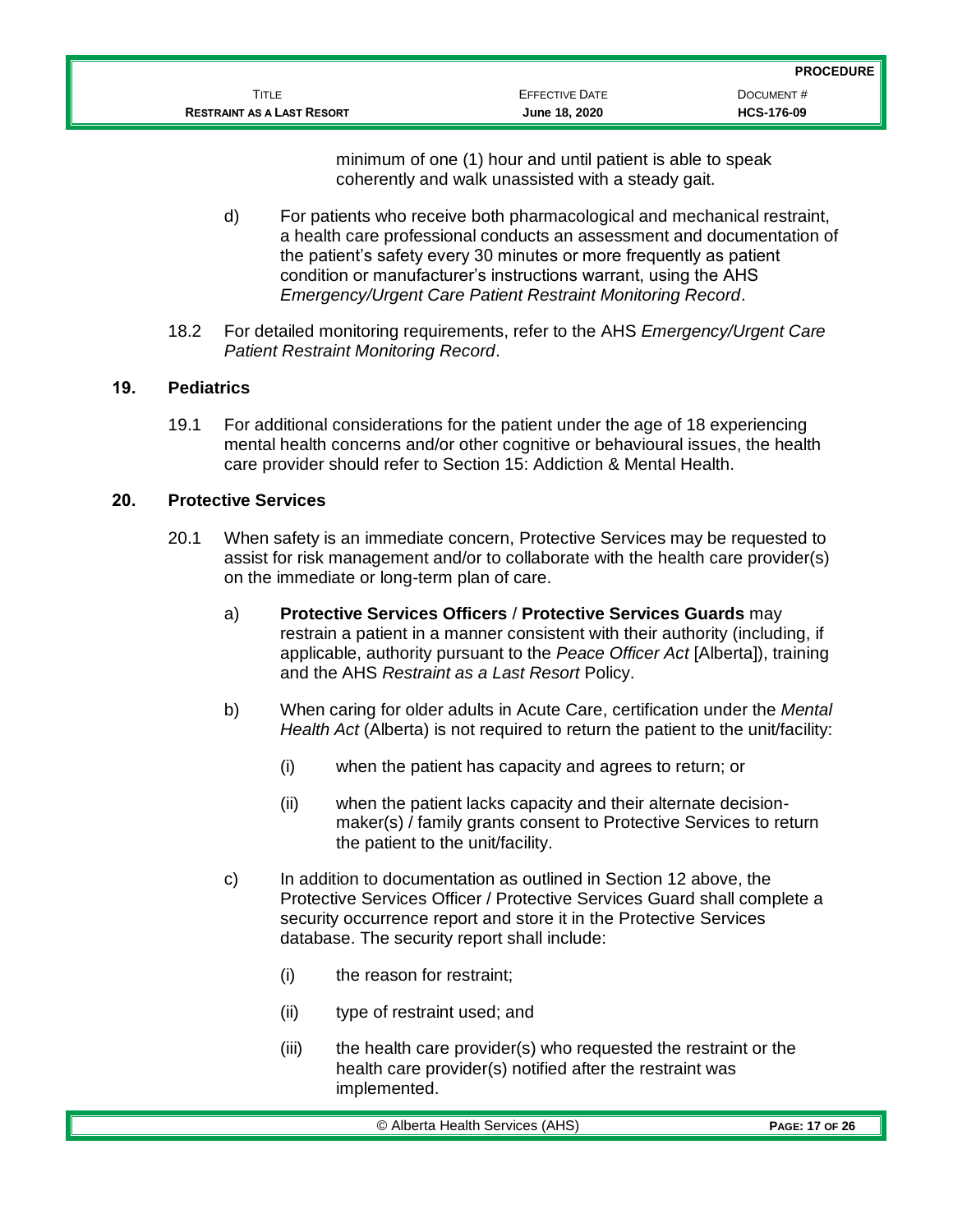minimum of one (1) hour and until patient is able to speak coherently and walk unassisted with a steady gait.

d) For patients who receive both pharmacological and mechanical restraint, a health care professional conducts an assessment and documentation of the patient's safety every 30 minutes or more frequently as patient condition or manufacturer's instructions warrant, using the AHS *Emergency/Urgent Care Patient Restraint Monitoring Record*.

18.2 For detailed monitoring requirements, refer to the AHS *Emergency/Urgent Care Patient Restraint Monitoring Record*.

## 19. Pediatrics

19.1 For additional considerations for the patient under the age of 18 experiencing mental health concerns and/or other cognitive or behavioural issues, the health care provider should refer to Section 15: Addiction & Mental Health.

## 20. Protective Services

20.1 When safety is an immediate concern, Protective Services may be requested to assist for risk management and/or to collaborate with the health care provider(s) on the immediate or long-term plan of care.

a) **Protective Services Officers** / **Protective Services Guards** may restrain a patient in a manner consistent with their authority (including, if applicable, authority pursuant to the *Peace Officer Act* [Alberta]), training and the AHS *Restraint as a Last Resort* Policy.

b) When caring for older adults in Acute Care, certification under the *Mental Health Act* (Alberta) is not required to return the patient to the unit/facility:

(i) when the patient has capacity and agrees to return; or

(ii) when the patient lacks capacity and their alternate decision-maker(s) / family grants consent to Protective Services to return the patient to the unit/facility.

c) In addition to documentation as outlined in Section 12 above, the Protective Services Officer / Protective Services Guard shall complete a security occurrence report and store it in the Protective Services database. The security report shall include:

(i) the reason for restraint;

(ii) type of restraint used; and

(iii) the health care provider(s) who requested the restraint or the health care provider(s) notified after the restraint was implemented.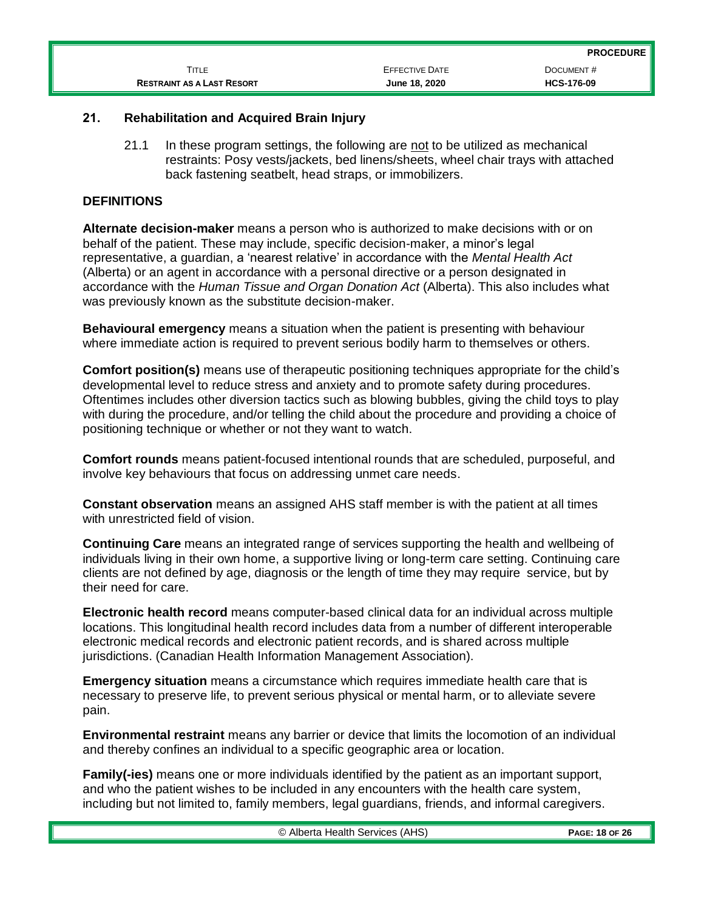## 21. Rehabilitation and Acquired Brain Injury

21.1 In these program settings, the following are <u>not</u> to be utilized as mechanical restraints: Posy vests/jackets, bed linens/sheets, wheel chair trays with attached back fastening seatbelt, head straps, or immobilizers.

## DEFINITIONS

**Alternate decision-maker** means a person who is authorized to make decisions with or on behalf of the patient. These may include, specific decision-maker, a minor's legal representative, a guardian, a 'nearest relative' in accordance with the *Mental Health Act* (Alberta) or an agent in accordance with a personal directive or a person designated in accordance with the *Human Tissue and Organ Donation Act* (Alberta). This also includes what was previously known as the substitute decision-maker.

**Behavioural emergency** means a situation when the patient is presenting with behaviour where immediate action is required to prevent serious bodily harm to themselves or others.

**Comfort position(s)** means use of therapeutic positioning techniques appropriate for the child's developmental level to reduce stress and anxiety and to promote safety during procedures. Oftentimes includes other diversion tactics such as blowing bubbles, giving the child toys to play with during the procedure, and/or telling the child about the procedure and providing a choice of positioning technique or whether or not they want to watch.

**Comfort rounds** means patient-focused intentional rounds that are scheduled, purposeful, and involve key behaviours that focus on addressing unmet care needs.

**Constant observation** means an assigned AHS staff member is with the patient at all times with unrestricted field of vision.

**Continuing Care** means an integrated range of services supporting the health and wellbeing of individuals living in their own home, a supportive living or long-term care setting. Continuing care clients are not defined by age, diagnosis or the length of time they may require service, but by their need for care.

**Electronic health record** means computer-based clinical data for an individual across multiple locations. This longitudinal health record includes data from a number of different interoperable electronic medical records and electronic patient records, and is shared across multiple jurisdictions. (Canadian Health Information Management Association).

**Emergency situation** means a circumstance which requires immediate health care that is necessary to preserve life, to prevent serious physical or mental harm, or to alleviate severe pain.

**Environmental restraint** means any barrier or device that limits the locomotion of an individual and thereby confines an individual to a specific geographic area or location.

**Family(-ies)** means one or more individuals identified by the patient as an important support, and who the patient wishes to be included in any encounters with the health care system, including but not limited to, family members, legal guardians, friends, and informal caregivers.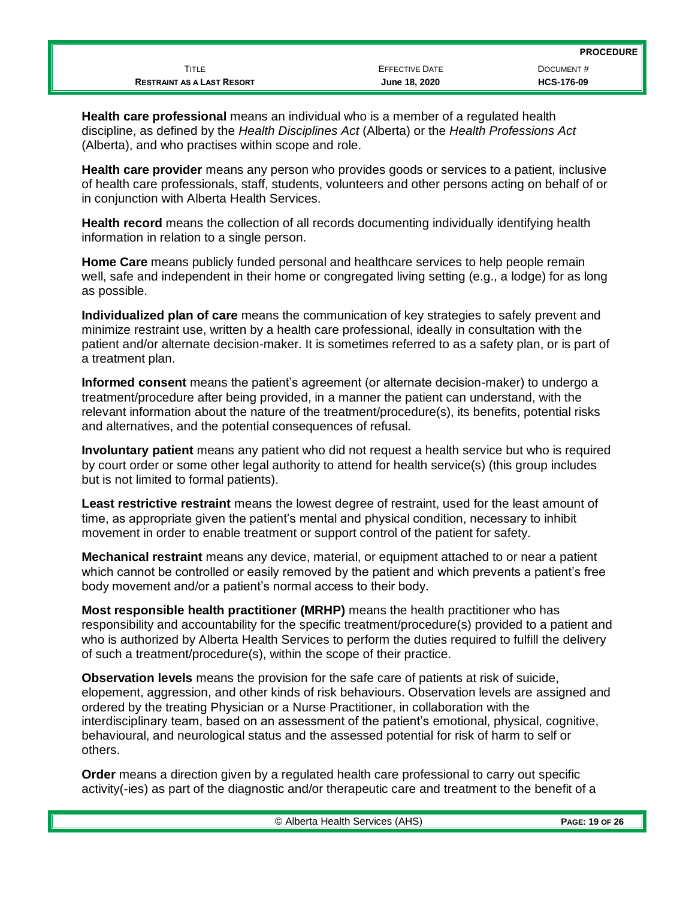**Health care professional** means an individual who is a member of a regulated health discipline, as defined by the *Health Disciplines Act* (Alberta) or the *Health Professions Act* (Alberta), and who practises within scope and role.

**Health care provider** means any person who provides goods or services to a patient, inclusive of health care professionals, staff, students, volunteers and other persons acting on behalf of or in conjunction with Alberta Health Services.

**Health record** means the collection of all records documenting individually identifying health information in relation to a single person.

**Home Care** means publicly funded personal and healthcare services to help people remain well, safe and independent in their home or congregated living setting (e.g., a lodge) for as long as possible.

**Individualized plan of care** means the communication of key strategies to safely prevent and minimize restraint use, written by a health care professional, ideally in consultation with the patient and/or alternate decision-maker. It is sometimes referred to as a safety plan, or is part of a treatment plan.

**Informed consent** means the patient's agreement (or alternate decision-maker) to undergo a treatment/procedure after being provided, in a manner the patient can understand, with the relevant information about the nature of the treatment/procedure(s), its benefits, potential risks and alternatives, and the potential consequences of refusal.

**Involuntary patient** means any patient who did not request a health service but who is required by court order or some other legal authority to attend for health service(s) (this group includes but is not limited to formal patients).

**Least restrictive restraint** means the lowest degree of restraint, used for the least amount of time, as appropriate given the patient's mental and physical condition, necessary to inhibit movement in order to enable treatment or support control of the patient for safety.

**Mechanical restraint** means any device, material, or equipment attached to or near a patient which cannot be controlled or easily removed by the patient and which prevents a patient's free body movement and/or a patient's normal access to their body.

**Most responsible health practitioner (MRHP)** means the health practitioner who has responsibility and accountability for the specific treatment/procedure(s) provided to a patient and who is authorized by Alberta Health Services to perform the duties required to fulfill the delivery of such a treatment/procedure(s), within the scope of their practice.

**Observation levels** means the provision for the safe care of patients at risk of suicide, elopement, aggression, and other kinds of risk behaviours. Observation levels are assigned and ordered by the treating Physician or a Nurse Practitioner, in collaboration with the interdisciplinary team, based on an assessment of the patient's emotional, physical, cognitive, behavioural, and neurological status and the assessed potential for risk of harm to self or others.

**Order** means a direction given by a regulated health care professional to carry out specific activity(-ies) as part of the diagnostic and/or therapeutic care and treatment to the benefit of a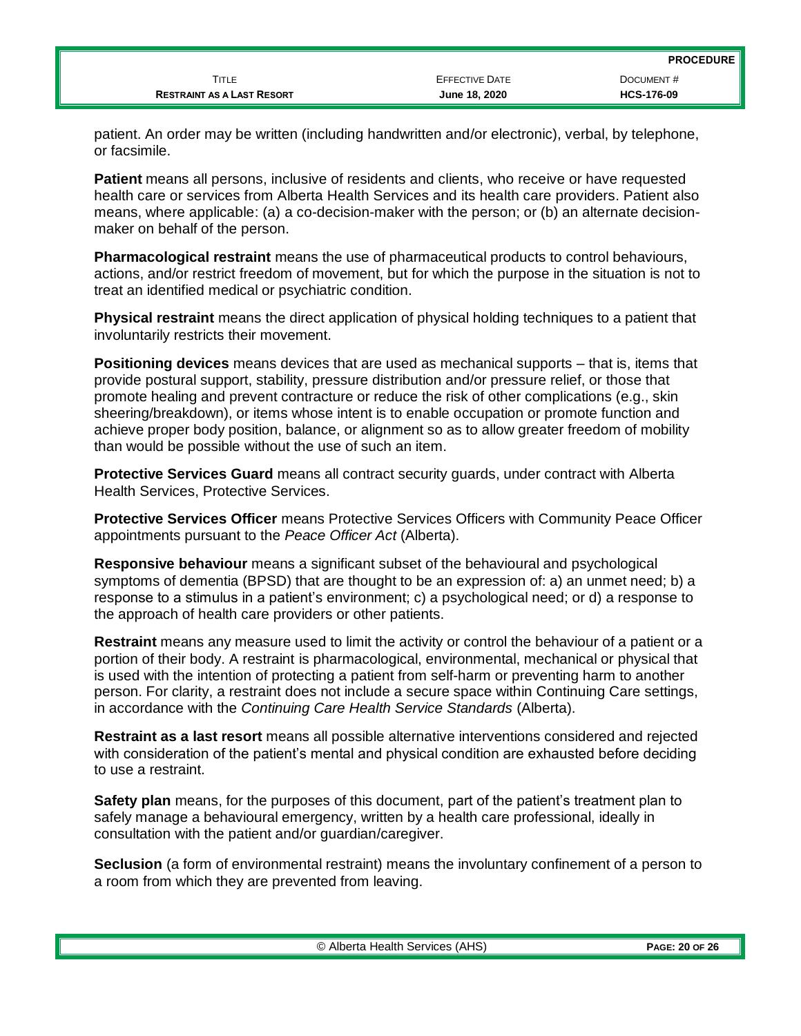patient. An order may be written (including handwritten and/or electronic), verbal, by telephone, or facsimile.

**Patient** means all persons, inclusive of residents and clients, who receive or have requested health care or services from Alberta Health Services and its health care providers. Patient also means, where applicable: (a) a co-decision-maker with the person; or (b) an alternate decision-maker on behalf of the person.

**Pharmacological restraint** means the use of pharmaceutical products to control behaviours, actions, and/or restrict freedom of movement, but for which the purpose in the situation is not to treat an identified medical or psychiatric condition.

**Physical restraint** means the direct application of physical holding techniques to a patient that involuntarily restricts their movement.

**Positioning devices** means devices that are used as mechanical supports – that is, items that provide postural support, stability, pressure distribution and/or pressure relief, or those that promote healing and prevent contracture or reduce the risk of other complications (e.g., skin sheering/breakdown), or items whose intent is to enable occupation or promote function and achieve proper body position, balance, or alignment so as to allow greater freedom of mobility than would be possible without the use of such an item.

**Protective Services Guard** means all contract security guards, under contract with Alberta Health Services, Protective Services.

**Protective Services Officer** means Protective Services Officers with Community Peace Officer appointments pursuant to the *Peace Officer Act* (Alberta).

**Responsive behaviour** means a significant subset of the behavioural and psychological symptoms of dementia (BPSD) that are thought to be an expression of: a) an unmet need; b) a response to a stimulus in a patient's environment; c) a psychological need; or d) a response to the approach of health care providers or other patients.

**Restraint** means any measure used to limit the activity or control the behaviour of a patient or a portion of their body. A restraint is pharmacological, environmental, mechanical or physical that is used with the intention of protecting a patient from self-harm or preventing harm to another person. For clarity, a restraint does not include a secure space within Continuing Care settings, in accordance with the *Continuing Care Health Service Standards* (Alberta).

**Restraint as a last resort** means all possible alternative interventions considered and rejected with consideration of the patient's mental and physical condition are exhausted before deciding to use a restraint.

**Safety plan** means, for the purposes of this document, part of the patient's treatment plan to safely manage a behavioural emergency, written by a health care professional, ideally in consultation with the patient and/or guardian/caregiver.

**Seclusion** (a form of environmental restraint) means the involuntary confinement of a person to a room from which they are prevented from leaving.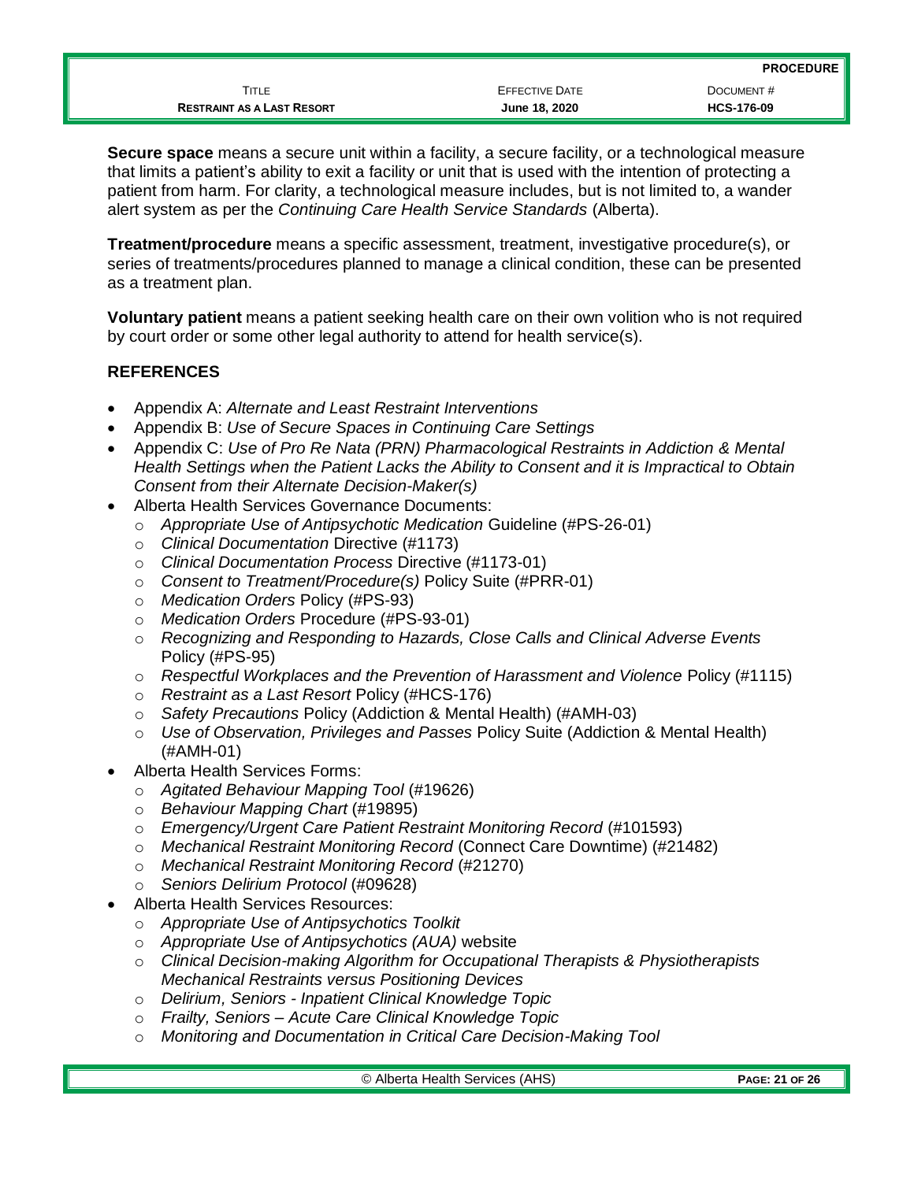**Secure space** means a secure unit within a facility, a secure facility, or a technological measure that limits a patient's ability to exit a facility or unit that is used with the intention of protecting a patient from harm. For clarity, a technological measure includes, but is not limited to, a wander alert system as per the *Continuing Care Health Service Standards* (Alberta).

**Treatment/procedure** means a specific assessment, treatment, investigative procedure(s), or series of treatments/procedures planned to manage a clinical condition, these can be presented as a treatment plan.

**Voluntary patient** means a patient seeking health care on their own volition who is not required by court order or some other legal authority to attend for health service(s).

## REFERENCES

- Appendix A: *Alternate and Least Restraint Interventions*
- Appendix B: *Use of Secure Spaces in Continuing Care Settings*
- Appendix C: *Use of Pro Re Nata (PRN) Pharmacological Restraints in Addiction & Mental Health Settings when the Patient Lacks the Ability to Consent and it is Impractical to Obtain Consent from their Alternate Decision-Maker(s)*
- Alberta Health Services Governance Documents:
  - *Appropriate Use of Antipsychotic Medication* Guideline (#PS-26-01)
  - *Clinical Documentation* Directive (#1173)
  - *Clinical Documentation Process* Directive (#1173-01)
  - *Consent to Treatment/Procedure(s)* Policy Suite (#PRR-01)
  - *Medication Orders* Policy (#PS-93)
  - *Medication Orders* Procedure (#PS-93-01)
  - *Recognizing and Responding to Hazards, Close Calls and Clinical Adverse Events* Policy (#PS-95)
  - *Respectful Workplaces and the Prevention of Harassment and Violence* Policy (#1115)
  - *Restraint as a Last Resort* Policy (#HCS-176)
  - *Safety Precautions* Policy (Addiction & Mental Health) (#AMH-03)
  - *Use of Observation, Privileges and Passes* Policy Suite (Addiction & Mental Health) (#AMH-01)
- Alberta Health Services Forms:
  - *Agitated Behaviour Mapping Tool* (#19626)
  - *Behaviour Mapping Chart* (#19895)
  - *Emergency/Urgent Care Patient Restraint Monitoring Record* (#101593)
  - *Mechanical Restraint Monitoring Record* (Connect Care Downtime) (#21482)
  - *Mechanical Restraint Monitoring Record* (#21270)
  - *Seniors Delirium Protocol* (#09628)
- Alberta Health Services Resources:
  - *Appropriate Use of Antipsychotics Toolkit*
  - *Appropriate Use of Antipsychotics (AUA)* website
  - *Clinical Decision-making Algorithm for Occupational Therapists & Physiotherapists Mechanical Restraints versus Positioning Devices*
  - *Delirium, Seniors - Inpatient Clinical Knowledge Topic*
  - *Frailty, Seniors – Acute Care Clinical Knowledge Topic*
  - *Monitoring and Documentation in Critical Care Decision-Making Tool*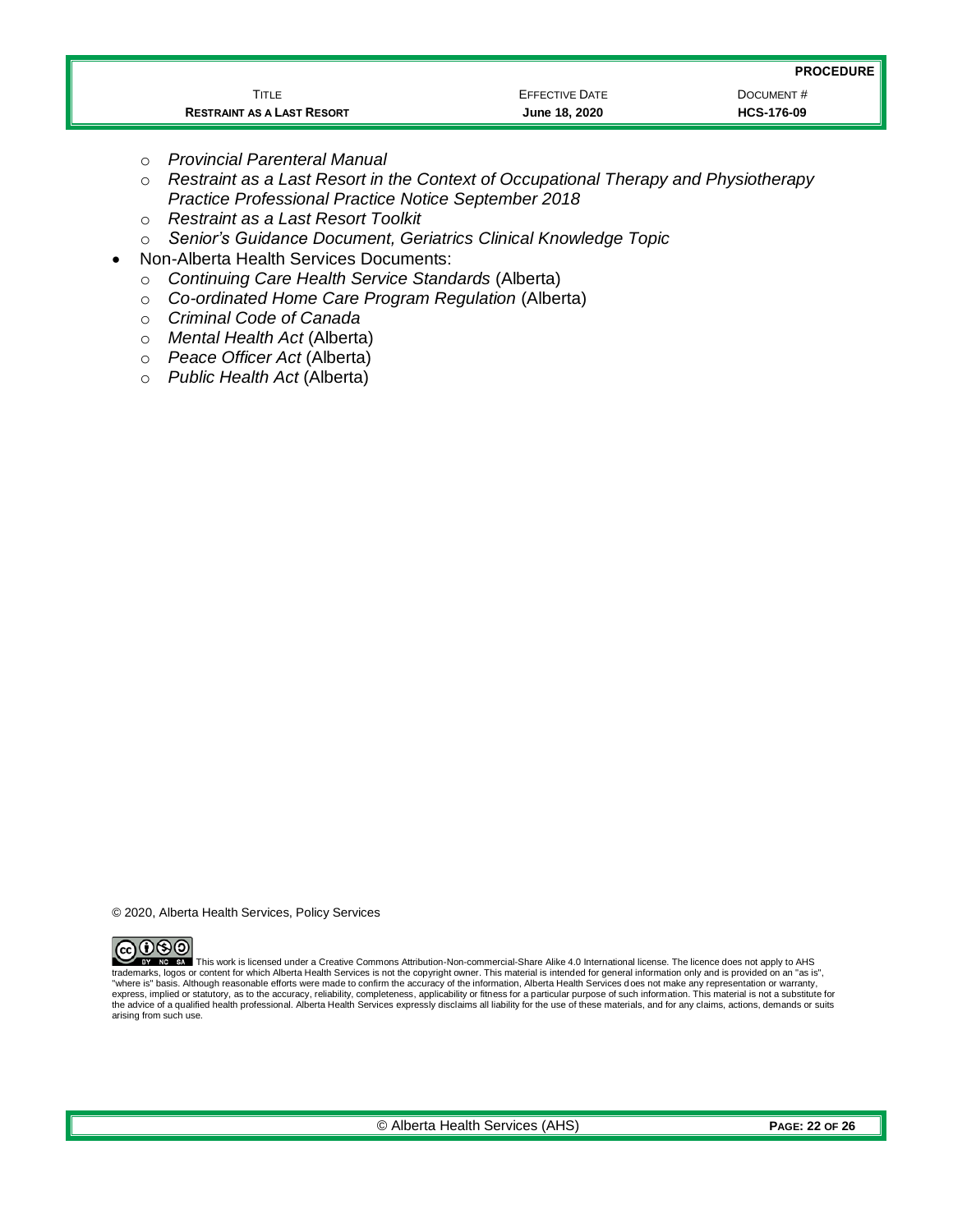- *Provincial Parenteral Manual*
  - *Restraint as a Last Resort in the Context of Occupational Therapy and Physiotherapy Practice Professional Practice Notice September 2018*
  - *Restraint as a Last Resort Toolkit*
  - *Senior's Guidance Document, Geriatrics Clinical Knowledge Topic*
- Non-Alberta Health Services Documents:
  - *Continuing Care Health Service Standards* (Alberta)
  - *Co-ordinated Home Care Program Regulation* (Alberta)
  - *Criminal Code of Canada*
  - *Mental Health Act* (Alberta)
  - *Peace Officer Act* (Alberta)
  - *Public Health Act* (Alberta)

© 2020, Alberta Health Services, Policy Services

This work is licensed under a Creative Commons Attribution-Non-commercial-Share Alike 4.0 International license. The licence does not apply to AHS trademarks, logos or content for which Alberta Health Services is not the copyright owner. This material is intended for general information only and is provided on an "as is", "where is" basis. Although reasonable efforts were made to confirm the accuracy of the information, Alberta Health Services does not make any representation or warranty, express, implied or statutory, as to the accuracy, reliability, completeness, applicability or fitness for a particular purpose of such information. This material is not a substitute for the advice of a qualified health professional. Alberta Health Services expressly disclaims all liability for the use of these materials, and for any claims, actions, demands or suits arising from such use.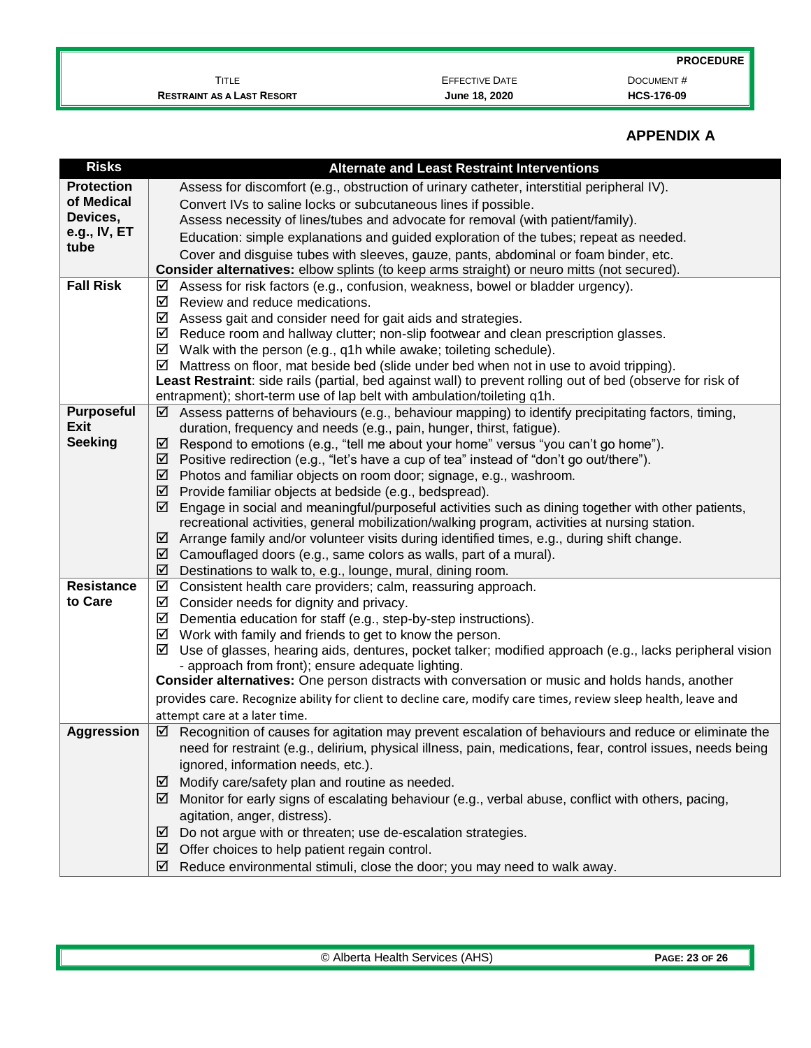## APPENDIX A

| Risks | Alternate and Least Restraint Interventions |
|---|---|
| **Protection of Medical Devices, e.g., IV, ET tube** | Assess for discomfort (e.g., obstruction of urinary catheter, interstitial peripheral IV).<br>Convert IVs to saline locks or subcutaneous lines if possible.<br>Assess necessity of lines/tubes and advocate for removal (with patient/family).<br>Education: simple explanations and guided exploration of the tubes; repeat as needed.<br>Cover and disguise tubes with sleeves, gauze, pants, abdominal or foam binder, etc.<br>**Consider alternatives:** elbow splints (to keep arms straight) or neuro mitts (not secured). |
| **Fall Risk** | ☑ Assess for risk factors (e.g., confusion, weakness, bowel or bladder urgency).<br>☑ Review and reduce medications.<br>☑ Assess gait and consider need for gait aids and strategies.<br>☑ Reduce room and hallway clutter; non-slip footwear and clean prescription glasses.<br>☑ Walk with the person (e.g., q1h while awake; toileting schedule).<br>☑ Mattress on floor, mat beside bed (slide under bed when not in use to avoid tripping).<br>**Least Restraint**: side rails (partial, bed against wall) to prevent rolling out of bed (observe for risk of entrapment); short-term use of lap belt with ambulation/toileting q1h. |
| **Purposeful Exit Seeking** | ☑ Assess patterns of behaviours (e.g., behaviour mapping) to identify precipitating factors, timing, duration, frequency and needs (e.g., pain, hunger, thirst, fatigue).<br>☑ Respond to emotions (e.g., "tell me about your home" versus "you can't go home").<br>☑ Positive redirection (e.g., "let's have a cup of tea" instead of "don't go out/there").<br>☑ Photos and familiar objects on room door; signage, e.g., washroom.<br>☑ Provide familiar objects at bedside (e.g., bedspread).<br>☑ Engage in social and meaningful/purposeful activities such as dining together with other patients, recreational activities, general mobilization/walking program, activities at nursing station.<br>☑ Arrange family and/or volunteer visits during identified times, e.g., during shift change.<br>☑ Camouflaged doors (e.g., same colors as walls, part of a mural).<br>☑ Destinations to walk to, e.g., lounge, mural, dining room. |
| **Resistance to Care** | ☑ Consistent health care providers; calm, reassuring approach.<br>☑ Consider needs for dignity and privacy.<br>☑ Dementia education for staff (e.g., step-by-step instructions).<br>☑ Work with family and friends to get to know the person.<br>☑ Use of glasses, hearing aids, dentures, pocket talker; modified approach (e.g., lacks peripheral vision - approach from front); ensure adequate lighting.<br>**Consider alternatives:** One person distracts with conversation or music and holds hands, another provides care. Recognize ability for client to decline care, modify care times, review sleep health, leave and attempt care at a later time. |
| **Aggression** | ☑ Recognition of causes for agitation may prevent escalation of behaviours and reduce or eliminate the need for restraint (e.g., delirium, physical illness, pain, medications, fear, control issues, needs being ignored, information needs, etc.).<br>☑ Modify care/safety plan and routine as needed.<br>☑ Monitor for early signs of escalating behaviour (e.g., verbal abuse, conflict with others, pacing, agitation, anger, distress).<br>☑ Do not argue with or threaten; use de-escalation strategies.<br>☑ Offer choices to help patient regain control.<br>☑ Reduce environmental stimuli, close the door; you may need to walk away. |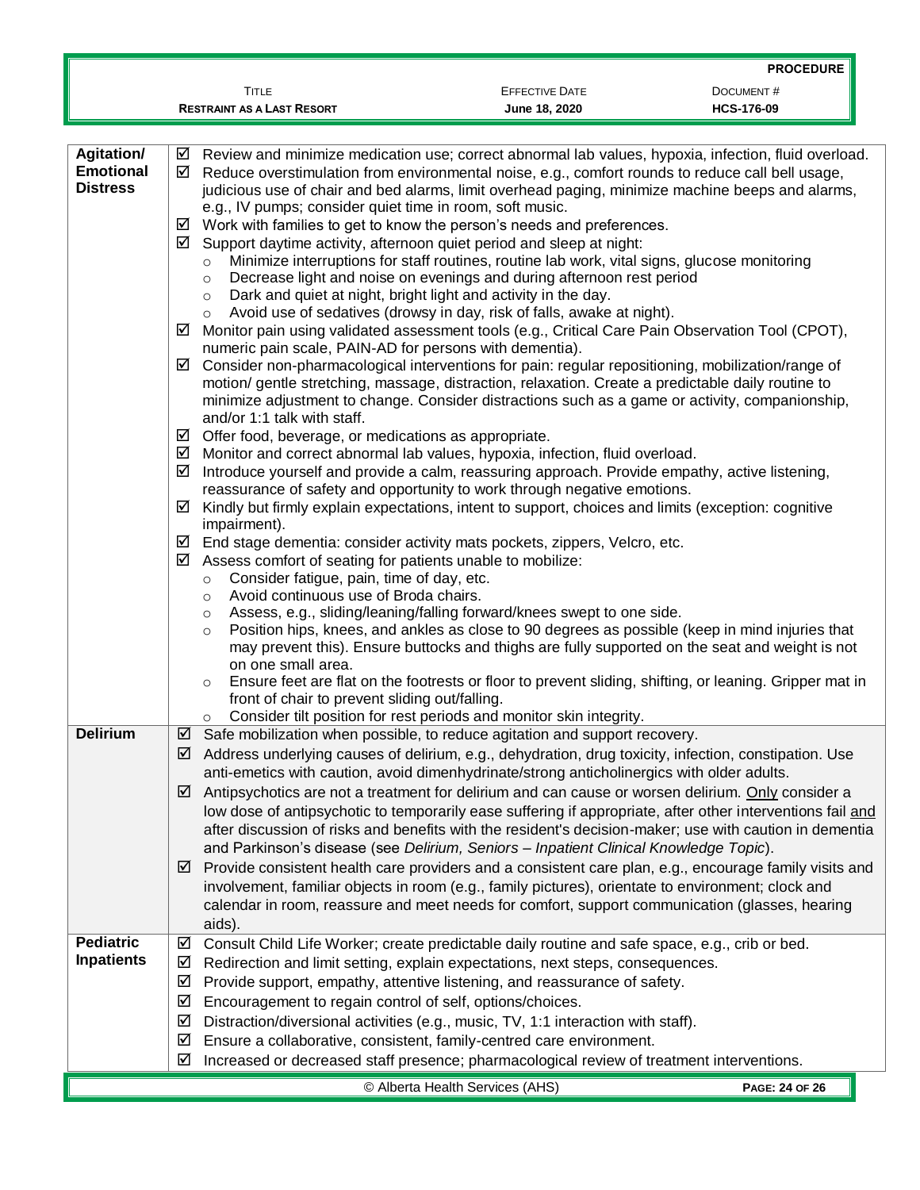| | |
|---|---|
| **Agitation/ Emotional Distress** | ☑ Review and minimize medication use; correct abnormal lab values, hypoxia, infection, fluid overload.<br>☑ Reduce overstimulation from environmental noise, e.g., comfort rounds to reduce call bell usage, judicious use of chair and bed alarms, limit overhead paging, minimize machine beeps and alarms, e.g., IV pumps; consider quiet time in room, soft music.<br>☑ Work with families to get to know the person's needs and preferences.<br>☑ Support daytime activity, afternoon quiet period and sleep at night:<br>○ Minimize interruptions for staff routines, routine lab work, vital signs, glucose monitoring<br>○ Decrease light and noise on evenings and during afternoon rest period<br>○ Dark and quiet at night, bright light and activity in the day.<br>○ Avoid use of sedatives (drowsy in day, risk of falls, awake at night).<br>☑ Monitor pain using validated assessment tools (e.g., Critical Care Pain Observation Tool (CPOT), numeric pain scale, PAIN-AD for persons with dementia).<br>☑ Consider non-pharmacological interventions for pain: regular repositioning, mobilization/range of motion/ gentle stretching, massage, distraction, relaxation. Create a predictable daily routine to minimize adjustment to change. Consider distractions such as a game or activity, companionship, and/or 1:1 talk with staff.<br>☑ Offer food, beverage, or medications as appropriate.<br>☑ Monitor and correct abnormal lab values, hypoxia, infection, fluid overload.<br>☑ Introduce yourself and provide a calm, reassuring approach. Provide empathy, active listening, reassurance of safety and opportunity to work through negative emotions.<br>☑ Kindly but firmly explain expectations, intent to support, choices and limits (exception: cognitive impairment).<br>☑ End stage dementia: consider activity mats pockets, zippers, Velcro, etc.<br>☑ Assess comfort of seating for patients unable to mobilize:<br>○ Consider fatigue, pain, time of day, etc.<br>○ Avoid continuous use of Broda chairs.<br>○ Assess, e.g., sliding/leaning/falling forward/knees swept to one side.<br>○ Position hips, knees, and ankles as close to 90 degrees as possible (keep in mind injuries that may prevent this). Ensure buttocks and thighs are fully supported on the seat and weight is not on one small area.<br>○ Ensure feet are flat on the footrests or floor to prevent sliding, shifting, or leaning. Gripper mat in front of chair to prevent sliding out/falling.<br>○ Consider tilt position for rest periods and monitor skin integrity. |
| **Delirium** | ☑ Safe mobilization when possible, to reduce agitation and support recovery.<br>☑ Address underlying causes of delirium, e.g., dehydration, drug toxicity, infection, constipation. Use anti-emetics with caution, avoid dimenhydrinate/strong anticholinergics with older adults.<br>☑ Antipsychotics are not a treatment for delirium and can cause or worsen delirium. <u>Only</u> consider a low dose of antipsychotic to temporarily ease suffering if appropriate, after other interventions fail <u>and</u> after discussion of risks and benefits with the resident's decision-maker; use with caution in dementia and Parkinson's disease (see *Delirium, Seniors – Inpatient Clinical Knowledge Topic*).<br>☑ Provide consistent health care providers and a consistent care plan, e.g., encourage family visits and involvement, familiar objects in room (e.g., family pictures), orientate to environment; clock and calendar in room, reassure and meet needs for comfort, support communication (glasses, hearing aids). |
| **Pediatric Inpatients** | ☑ Consult Child Life Worker; create predictable daily routine and safe space, e.g., crib or bed.<br>☑ Redirection and limit setting, explain expectations, next steps, consequences.<br>☑ Provide support, empathy, attentive listening, and reassurance of safety.<br>☑ Encouragement to regain control of self, options/choices.<br>☑ Distraction/diversional activities (e.g., music, TV, 1:1 interaction with staff).<br>☑ Ensure a collaborative, consistent, family-centred care environment.<br>☑ Increased or decreased staff presence; pharmacological review of treatment interventions. |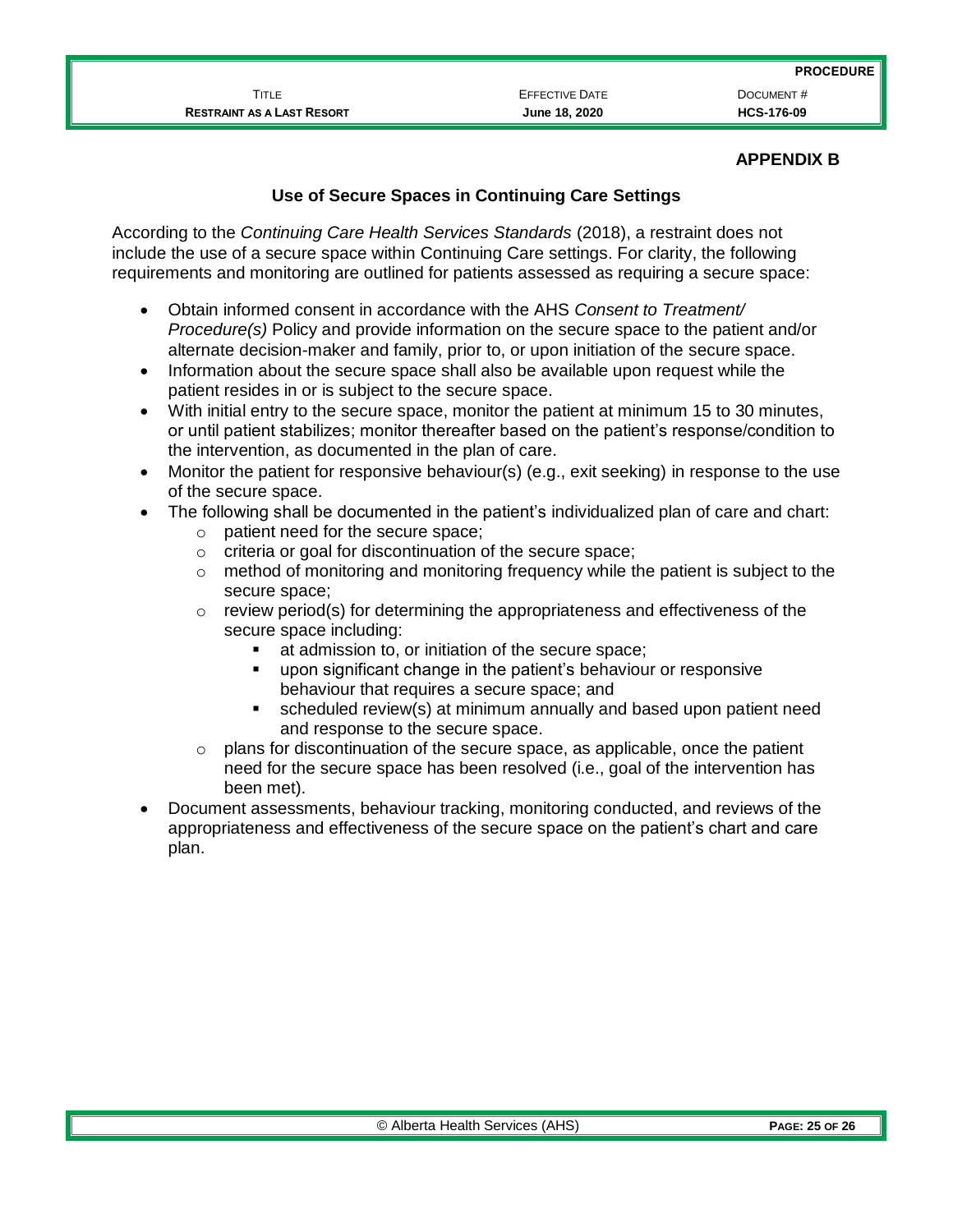## APPENDIX B

### Use of Secure Spaces in Continuing Care Settings

According to the *Continuing Care Health Services Standards* (2018), a restraint does not include the use of a secure space within Continuing Care settings. For clarity, the following requirements and monitoring are outlined for patients assessed as requiring a secure space:

- Obtain informed consent in accordance with the AHS *Consent to Treatment/ Procedure(s)* Policy and provide information on the secure space to the patient and/or alternate decision-maker and family, prior to, or upon initiation of the secure space.
- Information about the secure space shall also be available upon request while the patient resides in or is subject to the secure space.
- With initial entry to the secure space, monitor the patient at minimum 15 to 30 minutes, or until patient stabilizes; monitor thereafter based on the patient's response/condition to the intervention, as documented in the plan of care.
- Monitor the patient for responsive behaviour(s) (e.g., exit seeking) in response to the use of the secure space.
- The following shall be documented in the patient's individualized plan of care and chart:
  - patient need for the secure space;
  - criteria or goal for discontinuation of the secure space;
  - method of monitoring and monitoring frequency while the patient is subject to the secure space;
  - review period(s) for determining the appropriateness and effectiveness of the secure space including:
    - at admission to, or initiation of the secure space;
    - upon significant change in the patient's behaviour or responsive behaviour that requires a secure space; and
    - scheduled review(s) at minimum annually and based upon patient need and response to the secure space.
  - plans for discontinuation of the secure space, as applicable, once the patient need for the secure space has been resolved (i.e., goal of the intervention has been met).
- Document assessments, behaviour tracking, monitoring conducted, and reviews of the appropriateness and effectiveness of the secure space on the patient's chart and care plan.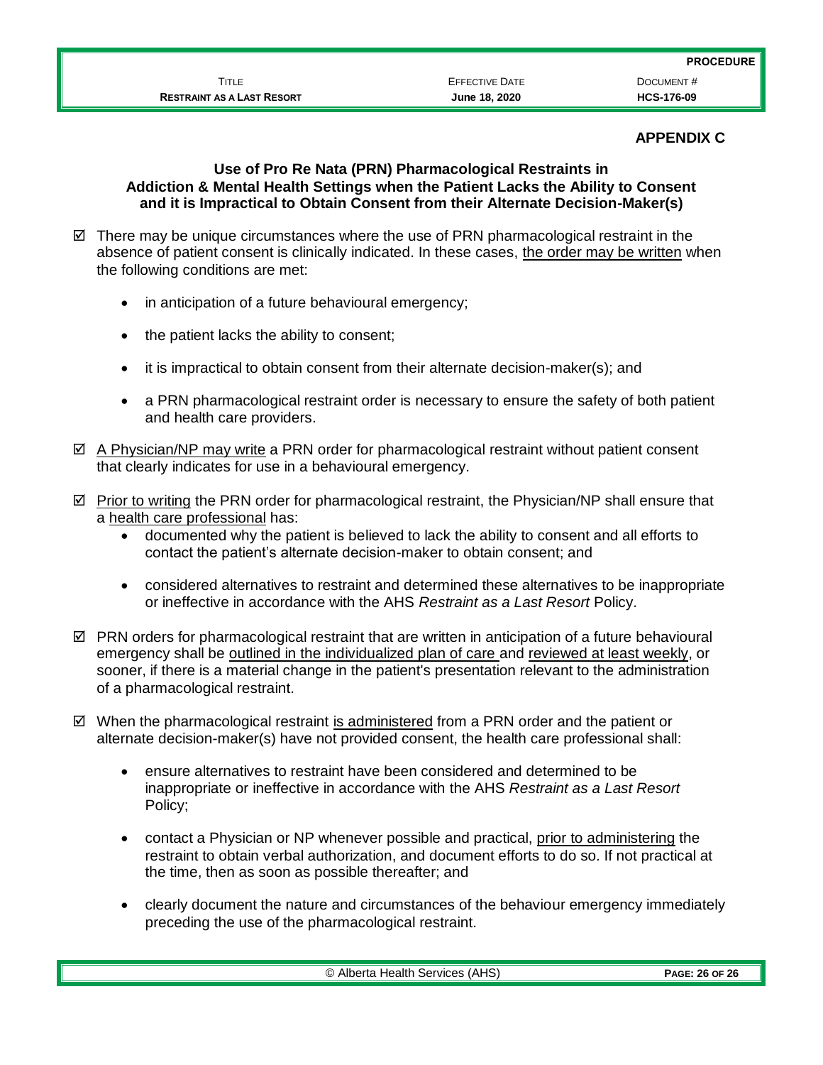## APPENDIX C

### Use of Pro Re Nata (PRN) Pharmacological Restraints in Addiction & Mental Health Settings when the Patient Lacks the Ability to Consent and it is Impractical to Obtain Consent from their Alternate Decision-Maker(s)

- ☑ There may be unique circumstances where the use of PRN pharmacological restraint in the absence of patient consent is clinically indicated. In these cases, the order may be written when the following conditions are met:
  - in anticipation of a future behavioural emergency;
  - the patient lacks the ability to consent;
  - it is impractical to obtain consent from their alternate decision-maker(s); and
  - a PRN pharmacological restraint order is necessary to ensure the safety of both patient and health care providers.
- ☑ A Physician/NP may write a PRN order for pharmacological restraint without patient consent that clearly indicates for use in a behavioural emergency.
- ☑ Prior to writing the PRN order for pharmacological restraint, the Physician/NP shall ensure that a health care professional has:
  - documented why the patient is believed to lack the ability to consent and all efforts to contact the patient's alternate decision-maker to obtain consent; and
  - considered alternatives to restraint and determined these alternatives to be inappropriate or ineffective in accordance with the AHS *Restraint as a Last Resort* Policy.
- ☑ PRN orders for pharmacological restraint that are written in anticipation of a future behavioural emergency shall be outlined in the individualized plan of care and reviewed at least weekly, or sooner, if there is a material change in the patient's presentation relevant to the administration of a pharmacological restraint.
- ☑ When the pharmacological restraint is administered from a PRN order and the patient or alternate decision-maker(s) have not provided consent, the health care professional shall:
  - ensure alternatives to restraint have been considered and determined to be inappropriate or ineffective in accordance with the AHS *Restraint as a Last Resort* Policy;
  - contact a Physician or NP whenever possible and practical, prior to administering the restraint to obtain verbal authorization, and document efforts to do so. If not practical at the time, then as soon as possible thereafter; and
  - clearly document the nature and circumstances of the behaviour emergency immediately preceding the use of the pharmacological restraint.